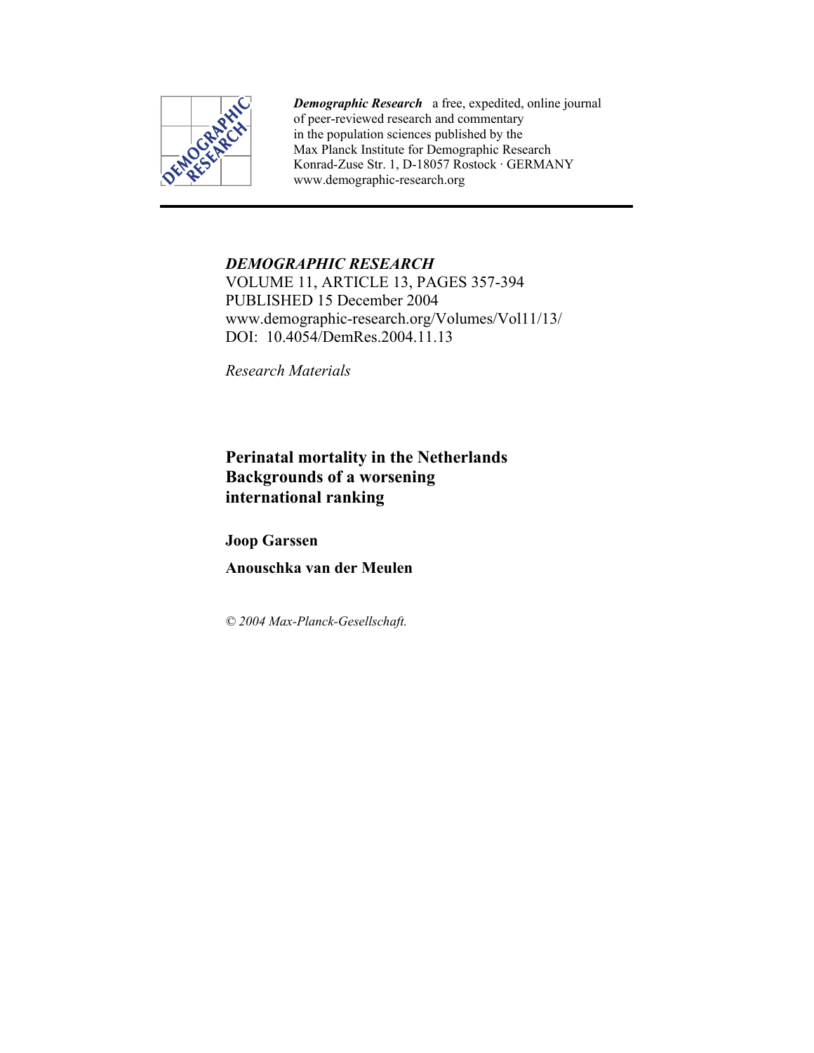*Demographic Research* a free, expedited, online journal of peer-reviewed research and commentary in the population sciences published by the Max Planck Institute for Demographic Research Konrad-Zuse Str. 1, D-18057 Rostock · GERMANY www.demographic-research.org

---

*DEMOGRAPHIC RESEARCH*
VOLUME 11, ARTICLE 13, PAGES 357-394
PUBLISHED 15 December 2004
www.demographic-research.org/Volumes/Vol11/13/
DOI: 10.4054/DemRes.2004.11.13

*Research Materials*

# Perinatal mortality in the Netherlands Backgrounds of a worsening international ranking

**Joop Garssen**

**Anouschka van der Meulen**

*© 2004 Max-Planck-Gesellschaft.*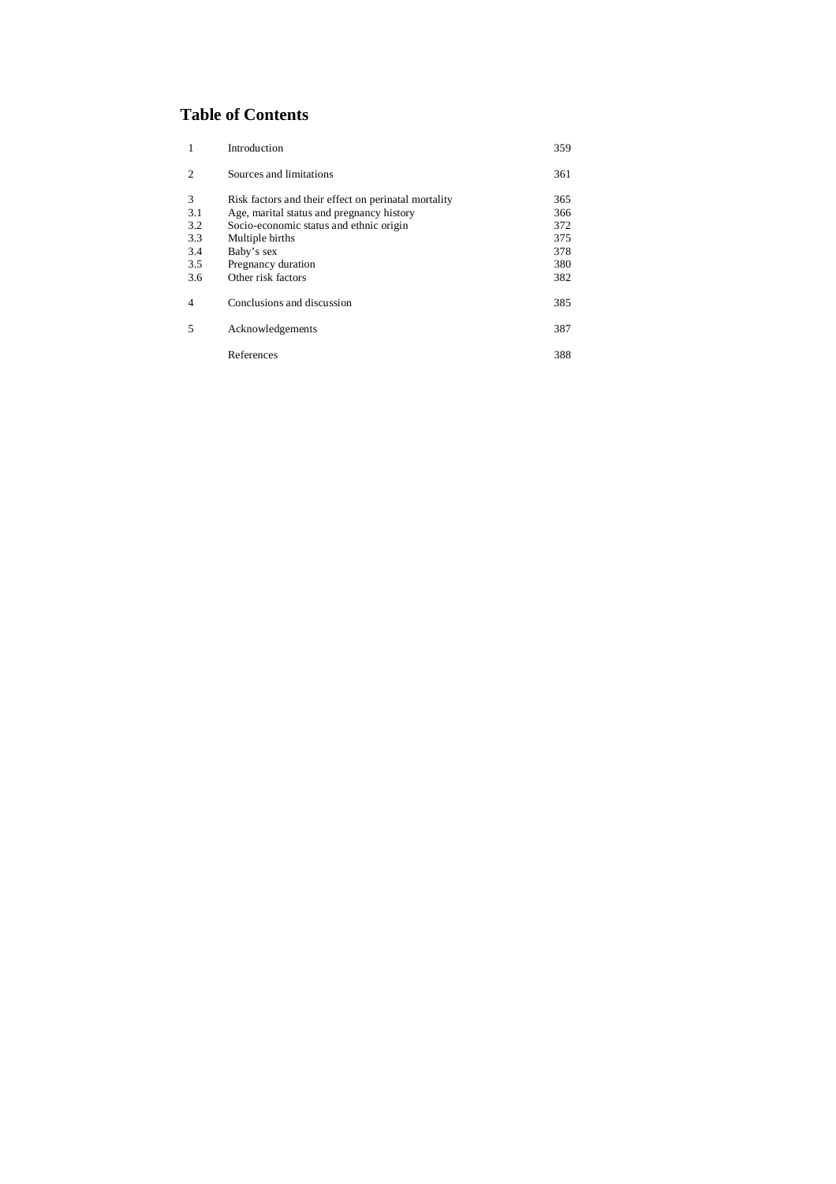## Table of Contents

| | | |
|---|---|---|
| 1 | Introduction | 359 |
| 2 | Sources and limitations | 361 |
| 3 | Risk factors and their effect on perinatal mortality | 365 |
| 3.1 | Age, marital status and pregnancy history | 366 |
| 3.2 | Socio-economic status and ethnic origin | 372 |
| 3.3 | Multiple births | 375 |
| 3.4 | Baby's sex | 378 |
| 3.5 | Pregnancy duration | 380 |
| 3.6 | Other risk factors | 382 |
| 4 | Conclusions and discussion | 385 |
| 5 | Acknowledgements | 387 |
| | References | 388 |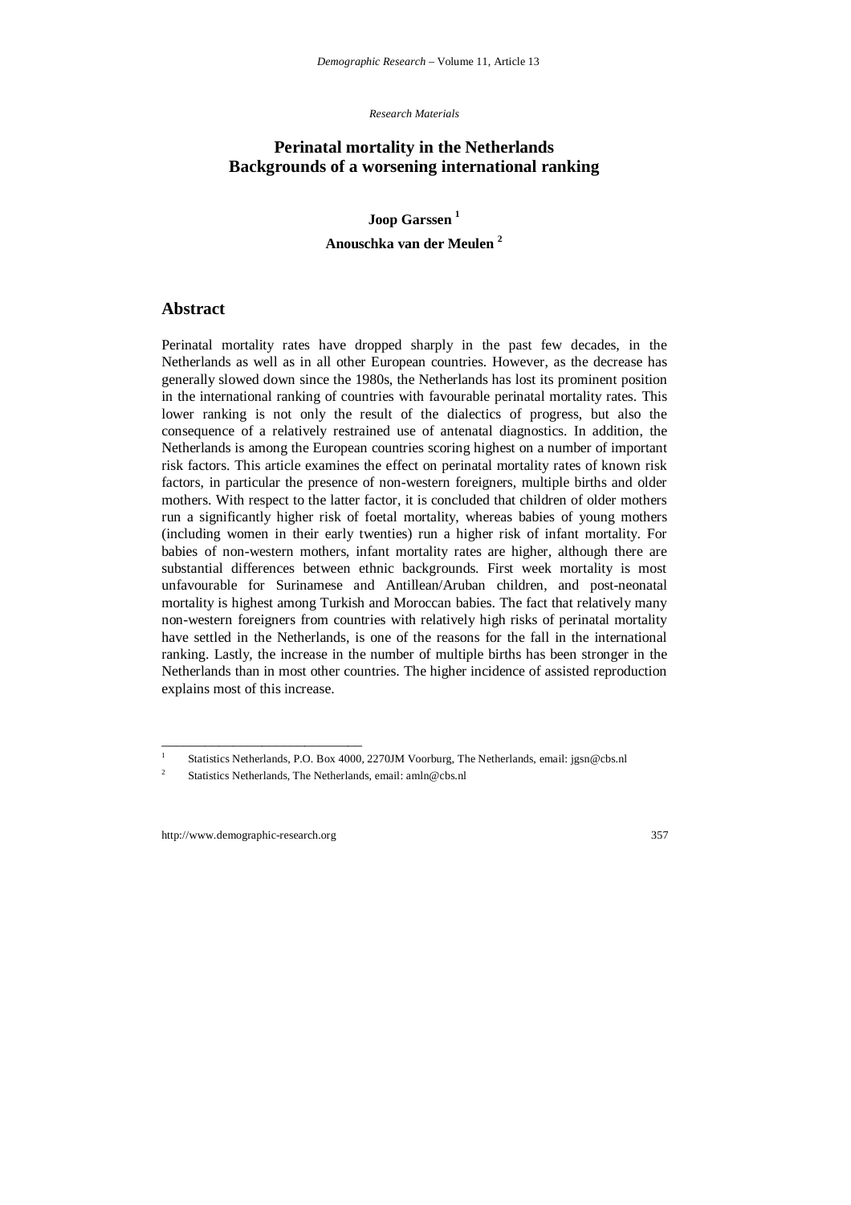*Research Materials*

# Perinatal mortality in the Netherlands
# Backgrounds of a worsening international ranking

**Joop Garssen** [1]

**Anouschka van der Meulen** [2]

## Abstract

Perinatal mortality rates have dropped sharply in the past few decades, in the Netherlands as well as in all other European countries. However, as the decrease has generally slowed down since the 1980s, the Netherlands has lost its prominent position in the international ranking of countries with favourable perinatal mortality rates. This lower ranking is not only the result of the dialectics of progress, but also the consequence of a relatively restrained use of antenatal diagnostics. In addition, the Netherlands is among the European countries scoring highest on a number of important risk factors. This article examines the effect on perinatal mortality rates of known risk factors, in particular the presence of non-western foreigners, multiple births and older mothers. With respect to the latter factor, it is concluded that children of older mothers run a significantly higher risk of foetal mortality, whereas babies of young mothers (including women in their early twenties) run a higher risk of infant mortality. For babies of non-western mothers, infant mortality rates are higher, although there are substantial differences between ethnic backgrounds. First week mortality is most unfavourable for Surinamese and Antillean/Aruban children, and post-neonatal mortality is highest among Turkish and Moroccan babies. The fact that relatively many non-western foreigners from countries with relatively high risks of perinatal mortality have settled in the Netherlands, is one of the reasons for the fall in the international ranking. Lastly, the increase in the number of multiple births has been stronger in the Netherlands than in most other countries. The higher incidence of assisted reproduction explains most of this increase.

---

[1] Statistics Netherlands, P.O. Box 4000, 2270JM Voorburg, The Netherlands, email: jgsn@cbs.nl

[2] Statistics Netherlands, The Netherlands, email: amln@cbs.nl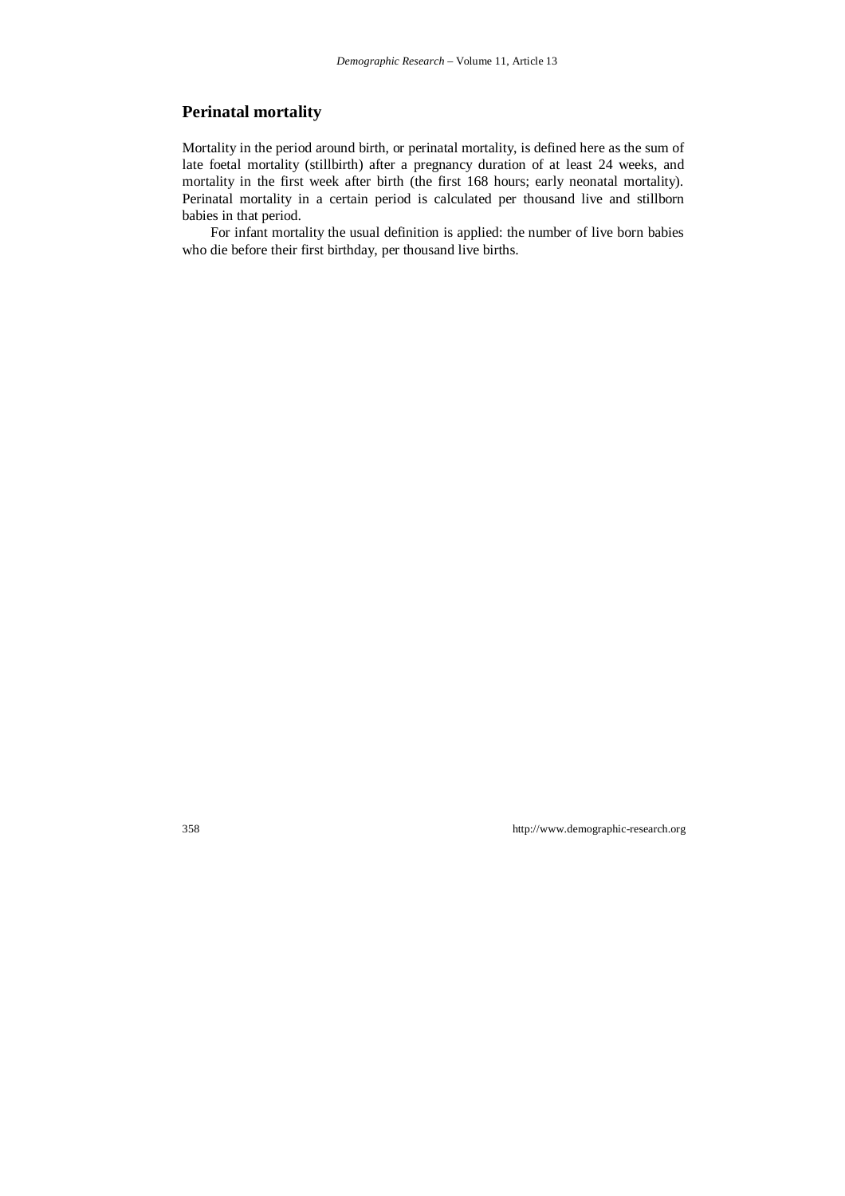## Perinatal mortality

Mortality in the period around birth, or perinatal mortality, is defined here as the sum of late foetal mortality (stillbirth) after a pregnancy duration of at least 24 weeks, and mortality in the first week after birth (the first 168 hours; early neonatal mortality). Perinatal mortality in a certain period is calculated per thousand live and stillborn babies in that period.

For infant mortality the usual definition is applied: the number of live born babies who die before their first birthday, per thousand live births.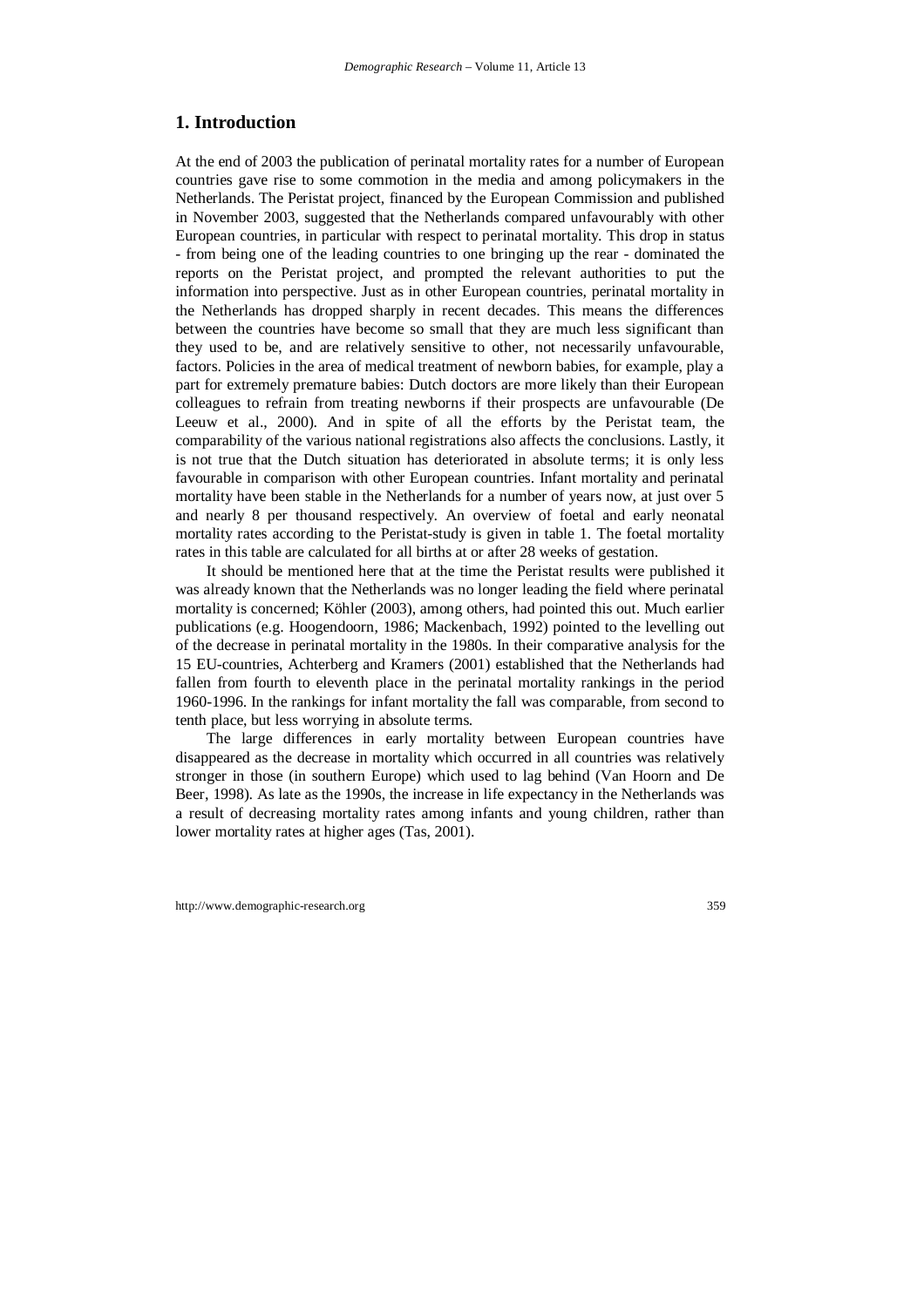## 1. Introduction

At the end of 2003 the publication of perinatal mortality rates for a number of European countries gave rise to some commotion in the media and among policymakers in the Netherlands. The Peristat project, financed by the European Commission and published in November 2003, suggested that the Netherlands compared unfavourably with other European countries, in particular with respect to perinatal mortality. This drop in status - from being one of the leading countries to one bringing up the rear - dominated the reports on the Peristat project, and prompted the relevant authorities to put the information into perspective. Just as in other European countries, perinatal mortality in the Netherlands has dropped sharply in recent decades. This means the differences between the countries have become so small that they are much less significant than they used to be, and are relatively sensitive to other, not necessarily unfavourable, factors. Policies in the area of medical treatment of newborn babies, for example, play a part for extremely premature babies: Dutch doctors are more likely than their European colleagues to refrain from treating newborns if their prospects are unfavourable (De Leeuw et al., 2000). And in spite of all the efforts by the Peristat team, the comparability of the various national registrations also affects the conclusions. Lastly, it is not true that the Dutch situation has deteriorated in absolute terms; it is only less favourable in comparison with other European countries. Infant mortality and perinatal mortality have been stable in the Netherlands for a number of years now, at just over 5 and nearly 8 per thousand respectively. An overview of foetal and early neonatal mortality rates according to the Peristat-study is given in table 1. The foetal mortality rates in this table are calculated for all births at or after 28 weeks of gestation.

It should be mentioned here that at the time the Peristat results were published it was already known that the Netherlands was no longer leading the field where perinatal mortality is concerned; Köhler (2003), among others, had pointed this out. Much earlier publications (e.g. Hoogendoorn, 1986; Mackenbach, 1992) pointed to the levelling out of the decrease in perinatal mortality in the 1980s. In their comparative analysis for the 15 EU-countries, Achterberg and Kramers (2001) established that the Netherlands had fallen from fourth to eleventh place in the perinatal mortality rankings in the period 1960-1996. In the rankings for infant mortality the fall was comparable, from second to tenth place, but less worrying in absolute terms.

The large differences in early mortality between European countries have disappeared as the decrease in mortality which occurred in all countries was relatively stronger in those (in southern Europe) which used to lag behind (Van Hoorn and De Beer, 1998). As late as the 1990s, the increase in life expectancy in the Netherlands was a result of decreasing mortality rates among infants and young children, rather than lower mortality rates at higher ages (Tas, 2001).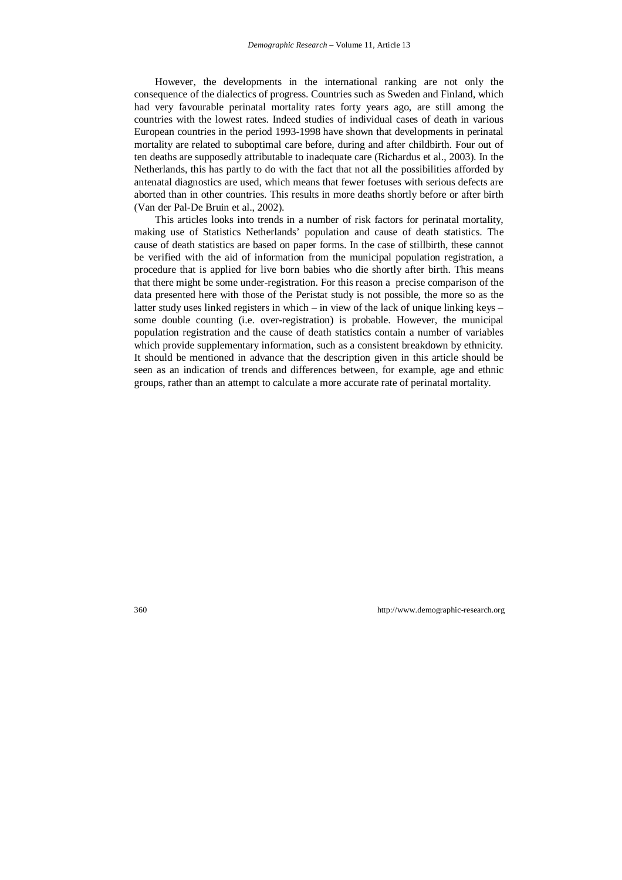However, the developments in the international ranking are not only the consequence of the dialectics of progress. Countries such as Sweden and Finland, which had very favourable perinatal mortality rates forty years ago, are still among the countries with the lowest rates. Indeed studies of individual cases of death in various European countries in the period 1993-1998 have shown that developments in perinatal mortality are related to suboptimal care before, during and after childbirth. Four out of ten deaths are supposedly attributable to inadequate care (Richardus et al., 2003). In the Netherlands, this has partly to do with the fact that not all the possibilities afforded by antenatal diagnostics are used, which means that fewer foetuses with serious defects are aborted than in other countries. This results in more deaths shortly before or after birth (Van der Pal-De Bruin et al., 2002).

This articles looks into trends in a number of risk factors for perinatal mortality, making use of Statistics Netherlands' population and cause of death statistics. The cause of death statistics are based on paper forms. In the case of stillbirth, these cannot be verified with the aid of information from the municipal population registration, a procedure that is applied for live born babies who die shortly after birth. This means that there might be some under-registration. For this reason a precise comparison of the data presented here with those of the Peristat study is not possible, the more so as the latter study uses linked registers in which – in view of the lack of unique linking keys – some double counting (i.e. over-registration) is probable. However, the municipal population registration and the cause of death statistics contain a number of variables which provide supplementary information, such as a consistent breakdown by ethnicity. It should be mentioned in advance that the description given in this article should be seen as an indication of trends and differences between, for example, age and ethnic groups, rather than an attempt to calculate a more accurate rate of perinatal mortality.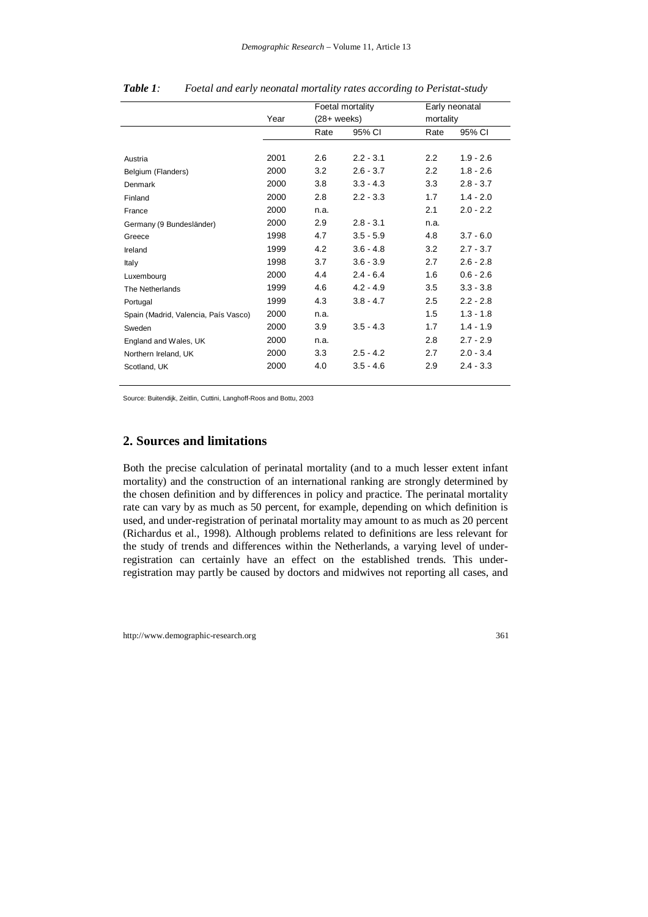*Table 1:* *Foetal and early neonatal mortality rates according to Peristat-study*

| | Year | Foetal mortality (28+ weeks) | | Early neonatal mortality | |
|---|---|---|---|---|---|
| | | Rate | 95% CI | Rate | 95% CI |
| Austria | 2001 | 2.6 | 2.2 - 3.1 | 2.2 | 1.9 - 2.6 |
| Belgium (Flanders) | 2000 | 3.2 | 2.6 - 3.7 | 2.2 | 1.8 - 2.6 |
| Denmark | 2000 | 3.8 | 3.3 - 4.3 | 3.3 | 2.8 - 3.7 |
| Finland | 2000 | 2.8 | 2.2 - 3.3 | 1.7 | 1.4 - 2.0 |
| France | 2000 | n.a. | | 2.1 | 2.0 - 2.2 |
| Germany (9 Bundesländer) | 2000 | 2.9 | 2.8 - 3.1 | n.a. | |
| Greece | 1998 | 4.7 | 3.5 - 5.9 | 4.8 | 3.7 - 6.0 |
| Ireland | 1999 | 4.2 | 3.6 - 4.8 | 3.2 | 2.7 - 3.7 |
| Italy | 1998 | 3.7 | 3.6 - 3.9 | 2.7 | 2.6 - 2.8 |
| Luxembourg | 2000 | 4.4 | 2.4 - 6.4 | 1.6 | 0.6 - 2.6 |
| The Netherlands | 1999 | 4.6 | 4.2 - 4.9 | 3.5 | 3.3 - 3.8 |
| Portugal | 1999 | 4.3 | 3.8 - 4.7 | 2.5 | 2.2 - 2.8 |
| Spain (Madrid, Valencia, País Vasco) | 2000 | n.a. | | 1.5 | 1.3 - 1.8 |
| Sweden | 2000 | 3.9 | 3.5 - 4.3 | 1.7 | 1.4 - 1.9 |
| England and Wales, UK | 2000 | n.a. | | 2.8 | 2.7 - 2.9 |
| Northern Ireland, UK | 2000 | 3.3 | 2.5 - 4.2 | 2.7 | 2.0 - 3.4 |
| Scotland, UK | 2000 | 4.0 | 3.5 - 4.6 | 2.9 | 2.4 - 3.3 |

Source: Buitendijk, Zeitlin, Cuttini, Langhoff-Roos and Bottu, 2003

## 2. Sources and limitations

Both the precise calculation of perinatal mortality (and to a much lesser extent infant mortality) and the construction of an international ranking are strongly determined by the chosen definition and by differences in policy and practice. The perinatal mortality rate can vary by as much as 50 percent, for example, depending on which definition is used, and under-registration of perinatal mortality may amount to as much as 20 percent (Richardus et al., 1998). Although problems related to definitions are less relevant for the study of trends and differences within the Netherlands, a varying level of under-registration can certainly have an effect on the established trends. This under-registration may partly be caused by doctors and midwives not reporting all cases, and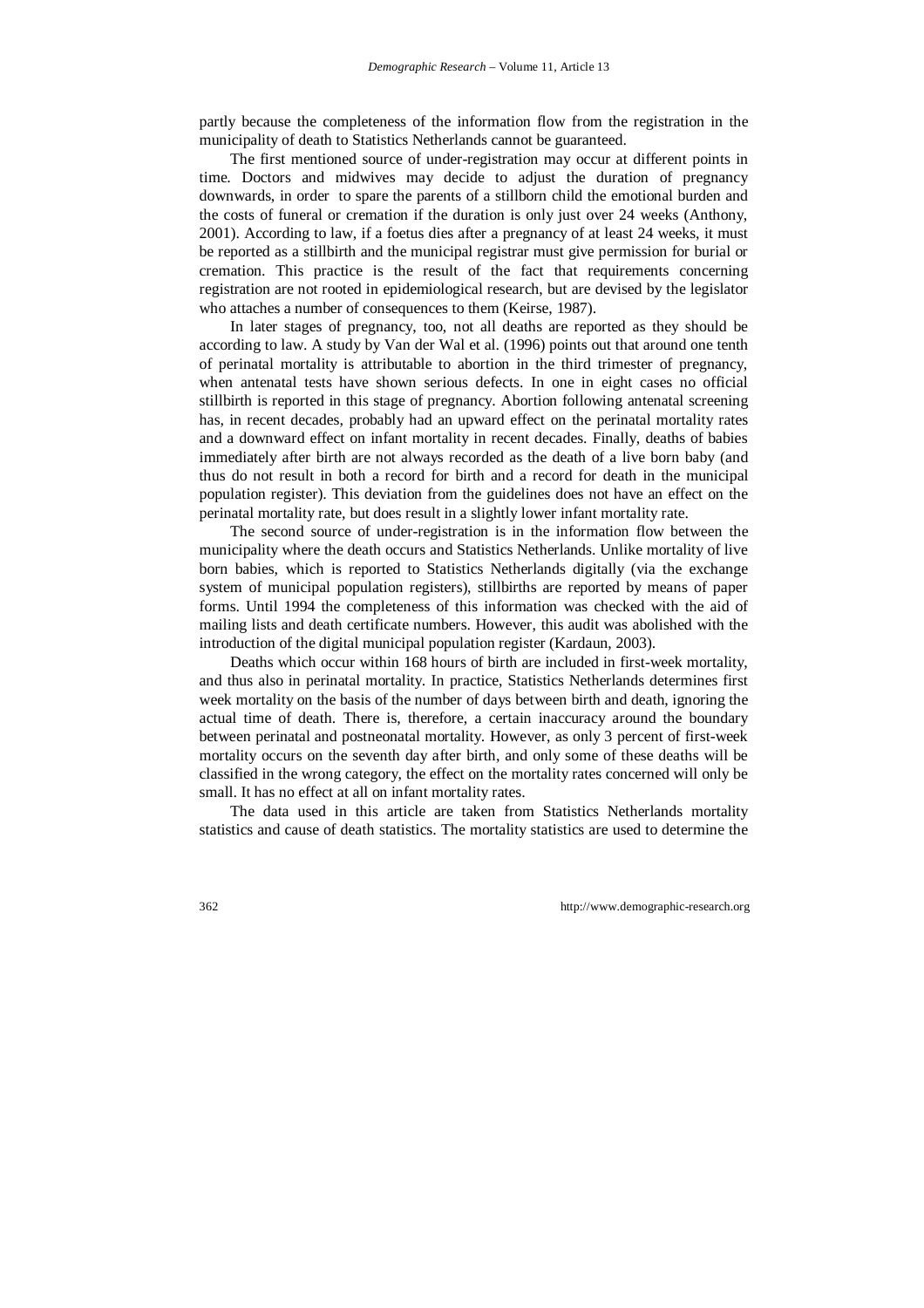partly because the completeness of the information flow from the registration in the municipality of death to Statistics Netherlands cannot be guaranteed.

The first mentioned source of under-registration may occur at different points in time. Doctors and midwives may decide to adjust the duration of pregnancy downwards, in order to spare the parents of a stillborn child the emotional burden and the costs of funeral or cremation if the duration is only just over 24 weeks (Anthony, 2001). According to law, if a foetus dies after a pregnancy of at least 24 weeks, it must be reported as a stillbirth and the municipal registrar must give permission for burial or cremation. This practice is the result of the fact that requirements concerning registration are not rooted in epidemiological research, but are devised by the legislator who attaches a number of consequences to them (Keirse, 1987).

In later stages of pregnancy, too, not all deaths are reported as they should be according to law. A study by Van der Wal et al. (1996) points out that around one tenth of perinatal mortality is attributable to abortion in the third trimester of pregnancy, when antenatal tests have shown serious defects. In one in eight cases no official stillbirth is reported in this stage of pregnancy. Abortion following antenatal screening has, in recent decades, probably had an upward effect on the perinatal mortality rates and a downward effect on infant mortality in recent decades. Finally, deaths of babies immediately after birth are not always recorded as the death of a live born baby (and thus do not result in both a record for birth and a record for death in the municipal population register). This deviation from the guidelines does not have an effect on the perinatal mortality rate, but does result in a slightly lower infant mortality rate.

The second source of under-registration is in the information flow between the municipality where the death occurs and Statistics Netherlands. Unlike mortality of live born babies, which is reported to Statistics Netherlands digitally (via the exchange system of municipal population registers), stillbirths are reported by means of paper forms. Until 1994 the completeness of this information was checked with the aid of mailing lists and death certificate numbers. However, this audit was abolished with the introduction of the digital municipal population register (Kardaun, 2003).

Deaths which occur within 168 hours of birth are included in first-week mortality, and thus also in perinatal mortality. In practice, Statistics Netherlands determines first week mortality on the basis of the number of days between birth and death, ignoring the actual time of death. There is, therefore, a certain inaccuracy around the boundary between perinatal and postneonatal mortality. However, as only 3 percent of first-week mortality occurs on the seventh day after birth, and only some of these deaths will be classified in the wrong category, the effect on the mortality rates concerned will only be small. It has no effect at all on infant mortality rates.

The data used in this article are taken from Statistics Netherlands mortality statistics and cause of death statistics. The mortality statistics are used to determine the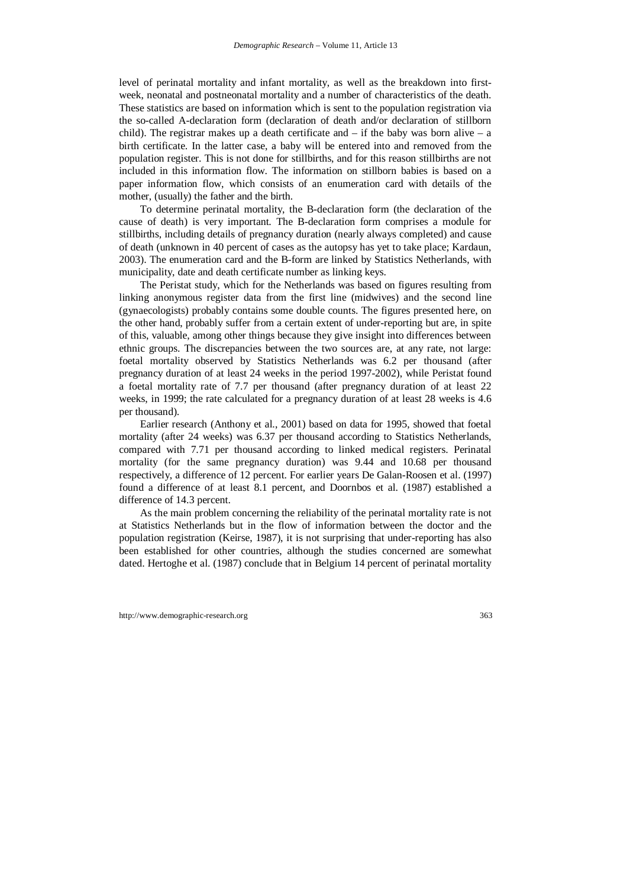level of perinatal mortality and infant mortality, as well as the breakdown into first-week, neonatal and postneonatal mortality and a number of characteristics of the death. These statistics are based on information which is sent to the population registration via the so-called A-declaration form (declaration of death and/or declaration of stillborn child). The registrar makes up a death certificate and – if the baby was born alive – a birth certificate. In the latter case, a baby will be entered into and removed from the population register. This is not done for stillbirths, and for this reason stillbirths are not included in this information flow. The information on stillborn babies is based on a paper information flow, which consists of an enumeration card with details of the mother, (usually) the father and the birth.

To determine perinatal mortality, the B-declaration form (the declaration of the cause of death) is very important. The B-declaration form comprises a module for stillbirths, including details of pregnancy duration (nearly always completed) and cause of death (unknown in 40 percent of cases as the autopsy has yet to take place; Kardaun, 2003). The enumeration card and the B-form are linked by Statistics Netherlands, with municipality, date and death certificate number as linking keys.

The Peristat study, which for the Netherlands was based on figures resulting from linking anonymous register data from the first line (midwives) and the second line (gynaecologists) probably contains some double counts. The figures presented here, on the other hand, probably suffer from a certain extent of under-reporting but are, in spite of this, valuable, among other things because they give insight into differences between ethnic groups. The discrepancies between the two sources are, at any rate, not large: foetal mortality observed by Statistics Netherlands was 6.2 per thousand (after pregnancy duration of at least 24 weeks in the period 1997-2002), while Peristat found a foetal mortality rate of 7.7 per thousand (after pregnancy duration of at least 22 weeks, in 1999; the rate calculated for a pregnancy duration of at least 28 weeks is 4.6 per thousand).

Earlier research (Anthony et al., 2001) based on data for 1995, showed that foetal mortality (after 24 weeks) was 6.37 per thousand according to Statistics Netherlands, compared with 7.71 per thousand according to linked medical registers. Perinatal mortality (for the same pregnancy duration) was 9.44 and 10.68 per thousand respectively, a difference of 12 percent. For earlier years De Galan-Roosen et al. (1997) found a difference of at least 8.1 percent, and Doornbos et al. (1987) established a difference of 14.3 percent.

As the main problem concerning the reliability of the perinatal mortality rate is not at Statistics Netherlands but in the flow of information between the doctor and the population registration (Keirse, 1987), it is not surprising that under-reporting has also been established for other countries, although the studies concerned are somewhat dated. Hertoghe et al. (1987) conclude that in Belgium 14 percent of perinatal mortality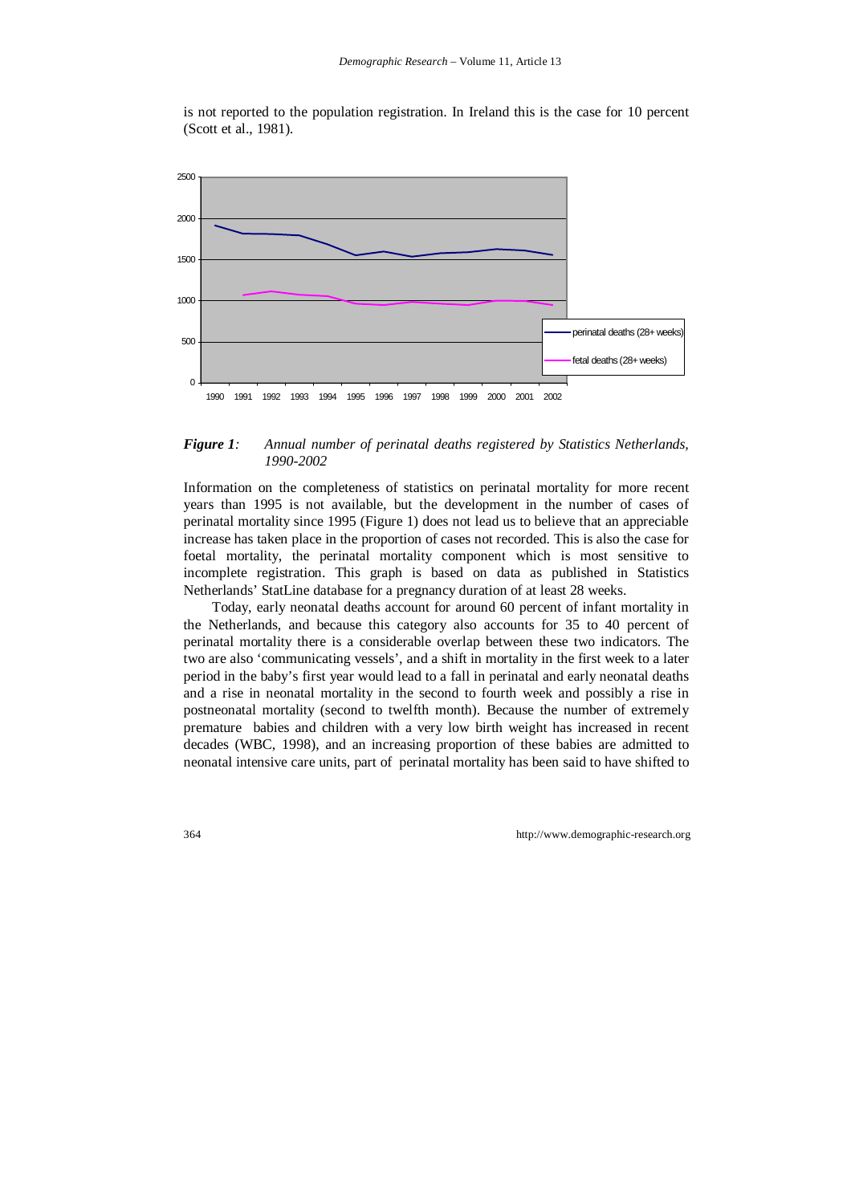is not reported to the population registration. In Ireland this is the case for 10 percent (Scott et al., 1981).

*Figure 1: Annual number of perinatal deaths registered by Statistics Netherlands, 1990-2002*

Information on the completeness of statistics on perinatal mortality for more recent years than 1995 is not available, but the development in the number of cases of perinatal mortality since 1995 (Figure 1) does not lead us to believe that an appreciable increase has taken place in the proportion of cases not recorded. This is also the case for foetal mortality, the perinatal mortality component which is most sensitive to incomplete registration. This graph is based on data as published in Statistics Netherlands' StatLine database for a pregnancy duration of at least 28 weeks.

Today, early neonatal deaths account for around 60 percent of infant mortality in the Netherlands, and because this category also accounts for 35 to 40 percent of perinatal mortality there is a considerable overlap between these two indicators. The two are also 'communicating vessels', and a shift in mortality in the first week to a later period in the baby's first year would lead to a fall in perinatal and early neonatal deaths and a rise in neonatal mortality in the second to fourth week and possibly a rise in postneonatal mortality (second to twelfth month). Because the number of extremely premature babies and children with a very low birth weight has increased in recent decades (WBC, 1998), and an increasing proportion of these babies are admitted to neonatal intensive care units, part of perinatal mortality has been said to have shifted to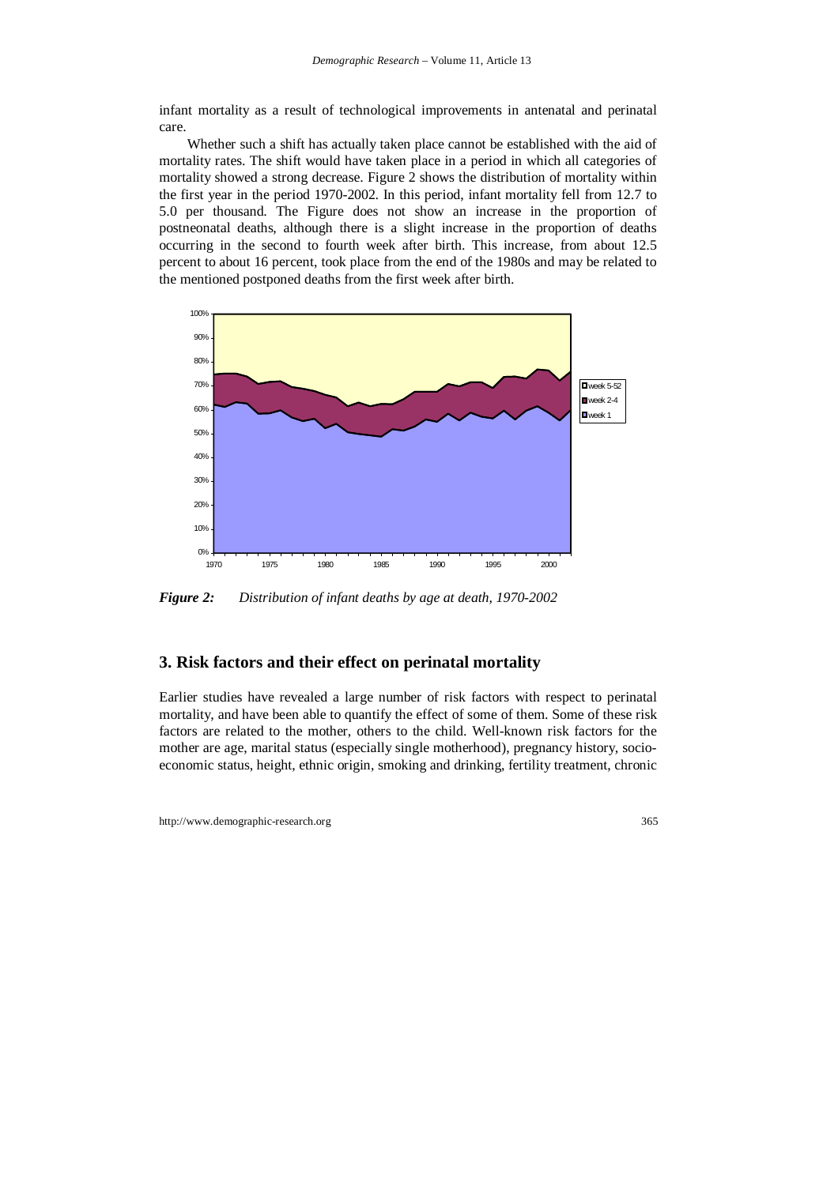infant mortality as a result of technological improvements in antenatal and perinatal care.

Whether such a shift has actually taken place cannot be established with the aid of mortality rates. The shift would have taken place in a period in which all categories of mortality showed a strong decrease. Figure 2 shows the distribution of mortality within the first year in the period 1970-2002. In this period, infant mortality fell from 12.7 to 5.0 per thousand. The Figure does not show an increase in the proportion of postneonatal deaths, although there is a slight increase in the proportion of deaths occurring in the second to fourth week after birth. This increase, from about 12.5 percent to about 16 percent, took place from the end of the 1980s and may be related to the mentioned postponed deaths from the first week after birth.

*Figure 2: Distribution of infant deaths by age at death, 1970-2002*

## 3. Risk factors and their effect on perinatal mortality

Earlier studies have revealed a large number of risk factors with respect to perinatal mortality, and have been able to quantify the effect of some of them. Some of these risk factors are related to the mother, others to the child. Well-known risk factors for the mother are age, marital status (especially single motherhood), pregnancy history, socio-economic status, height, ethnic origin, smoking and drinking, fertility treatment, chronic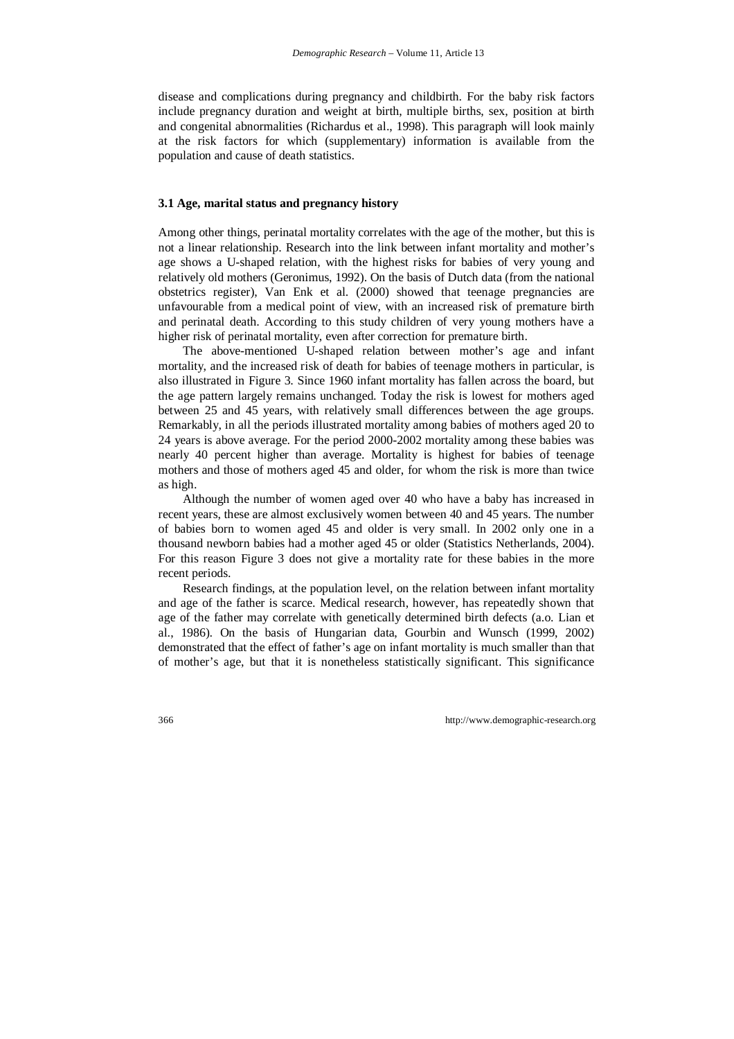disease and complications during pregnancy and childbirth. For the baby risk factors include pregnancy duration and weight at birth, multiple births, sex, position at birth and congenital abnormalities (Richardus et al., 1998). This paragraph will look mainly at the risk factors for which (supplementary) information is available from the population and cause of death statistics.

### 3.1 Age, marital status and pregnancy history

Among other things, perinatal mortality correlates with the age of the mother, but this is not a linear relationship. Research into the link between infant mortality and mother's age shows a U-shaped relation, with the highest risks for babies of very young and relatively old mothers (Geronimus, 1992). On the basis of Dutch data (from the national obstetrics register), Van Enk et al. (2000) showed that teenage pregnancies are unfavourable from a medical point of view, with an increased risk of premature birth and perinatal death. According to this study children of very young mothers have a higher risk of perinatal mortality, even after correction for premature birth.

The above-mentioned U-shaped relation between mother's age and infant mortality, and the increased risk of death for babies of teenage mothers in particular, is also illustrated in Figure 3. Since 1960 infant mortality has fallen across the board, but the age pattern largely remains unchanged. Today the risk is lowest for mothers aged between 25 and 45 years, with relatively small differences between the age groups. Remarkably, in all the periods illustrated mortality among babies of mothers aged 20 to 24 years is above average. For the period 2000-2002 mortality among these babies was nearly 40 percent higher than average. Mortality is highest for babies of teenage mothers and those of mothers aged 45 and older, for whom the risk is more than twice as high.

Although the number of women aged over 40 who have a baby has increased in recent years, these are almost exclusively women between 40 and 45 years. The number of babies born to women aged 45 and older is very small. In 2002 only one in a thousand newborn babies had a mother aged 45 or older (Statistics Netherlands, 2004). For this reason Figure 3 does not give a mortality rate for these babies in the more recent periods.

Research findings, at the population level, on the relation between infant mortality and age of the father is scarce. Medical research, however, has repeatedly shown that age of the father may correlate with genetically determined birth defects (a.o. Lian et al., 1986). On the basis of Hungarian data, Gourbin and Wunsch (1999, 2002) demonstrated that the effect of father's age on infant mortality is much smaller than that of mother's age, but that it is nonetheless statistically significant. This significance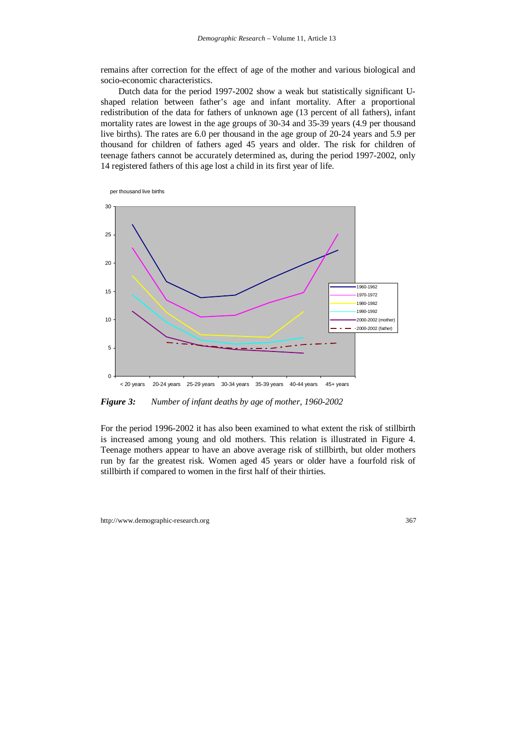remains after correction for the effect of age of the mother and various biological and socio-economic characteristics.

Dutch data for the period 1997-2002 show a weak but statistically significant U-shaped relation between father's age and infant mortality. After a proportional redistribution of the data for fathers of unknown age (13 percent of all fathers), infant mortality rates are lowest in the age groups of 30-34 and 35-39 years (4.9 per thousand live births). The rates are 6.0 per thousand in the age group of 20-24 years and 5.9 per thousand for children of fathers aged 45 years and older. The risk for children of teenage fathers cannot be accurately determined as, during the period 1997-2002, only 14 registered fathers of this age lost a child in its first year of life.

***Figure 3:*** *Number of infant deaths by age of mother, 1960-2002*

For the period 1996-2002 it has also been examined to what extent the risk of stillbirth is increased among young and old mothers. This relation is illustrated in Figure 4. Teenage mothers appear to have an above average risk of stillbirth, but older mothers run by far the greatest risk. Women aged 45 years or older have a fourfold risk of stillbirth if compared to women in the first half of their thirties.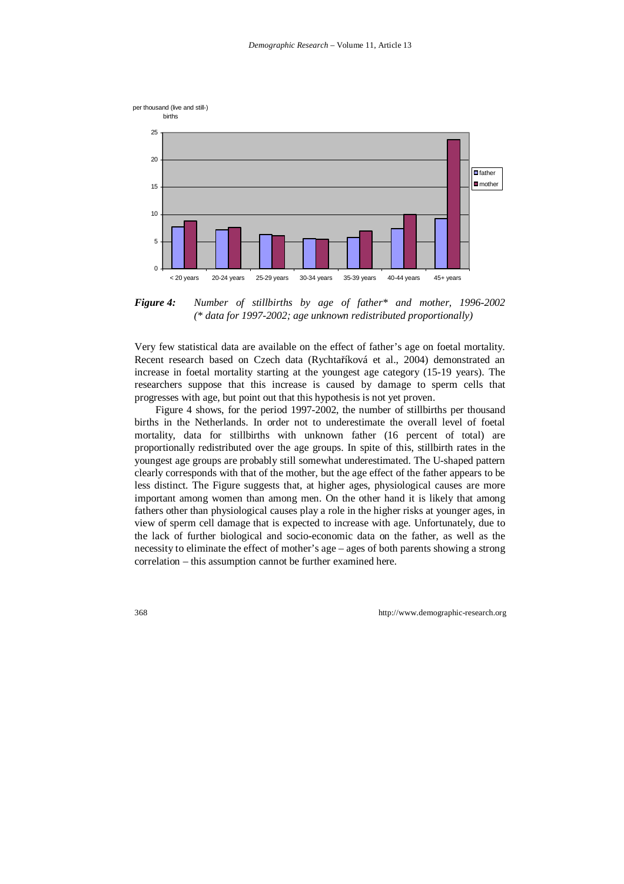**Figure 4:** *Number of stillbirths by age of father\* and mother, 1996-2002 (\* data for 1997-2002; age unknown redistributed proportionally)*

Very few statistical data are available on the effect of father's age on foetal mortality. Recent research based on Czech data (Rychtaříková et al., 2004) demonstrated an increase in foetal mortality starting at the youngest age category (15-19 years). The researchers suppose that this increase is caused by damage to sperm cells that progresses with age, but point out that this hypothesis is not yet proven.

Figure 4 shows, for the period 1997-2002, the number of stillbirths per thousand births in the Netherlands. In order not to underestimate the overall level of foetal mortality, data for stillbirths with unknown father (16 percent of total) are proportionally redistributed over the age groups. In spite of this, stillbirth rates in the youngest age groups are probably still somewhat underestimated. The U-shaped pattern clearly corresponds with that of the mother, but the age effect of the father appears to be less distinct. The Figure suggests that, at higher ages, physiological causes are more important among women than among men. On the other hand it is likely that among fathers other than physiological causes play a role in the higher risks at younger ages, in view of sperm cell damage that is expected to increase with age. Unfortunately, due to the lack of further biological and socio-economic data on the father, as well as the necessity to eliminate the effect of mother's age – ages of both parents showing a strong correlation – this assumption cannot be further examined here.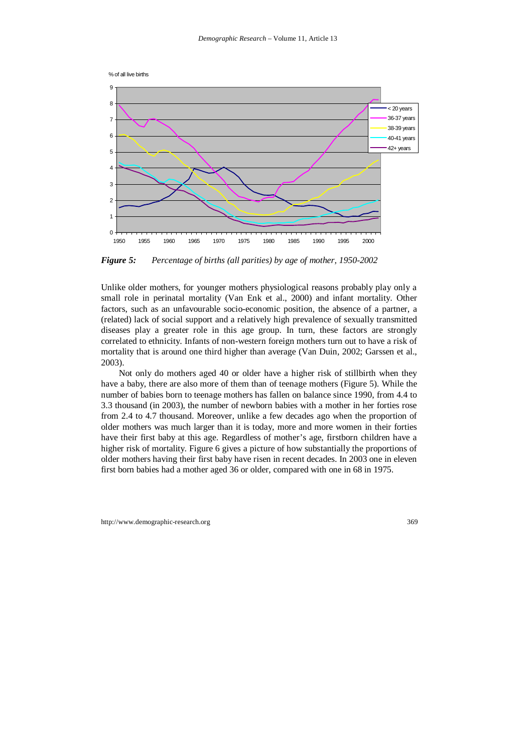*Figure 5: Percentage of births (all parities) by age of mother, 1950-2002*

Unlike older mothers, for younger mothers physiological reasons probably play only a small role in perinatal mortality (Van Enk et al., 2000) and infant mortality. Other factors, such as an unfavourable socio-economic position, the absence of a partner, a (related) lack of social support and a relatively high prevalence of sexually transmitted diseases play a greater role in this age group. In turn, these factors are strongly correlated to ethnicity. Infants of non-western foreign mothers turn out to have a risk of mortality that is around one third higher than average (Van Duin, 2002; Garssen et al., 2003).

Not only do mothers aged 40 or older have a higher risk of stillbirth when they have a baby, there are also more of them than of teenage mothers (Figure 5). While the number of babies born to teenage mothers has fallen on balance since 1990, from 4.4 to 3.3 thousand (in 2003), the number of newborn babies with a mother in her forties rose from 2.4 to 4.7 thousand. Moreover, unlike a few decades ago when the proportion of older mothers was much larger than it is today, more and more women in their forties have their first baby at this age. Regardless of mother's age, firstborn children have a higher risk of mortality. Figure 6 gives a picture of how substantially the proportions of older mothers having their first baby have risen in recent decades. In 2003 one in eleven first born babies had a mother aged 36 or older, compared with one in 68 in 1975.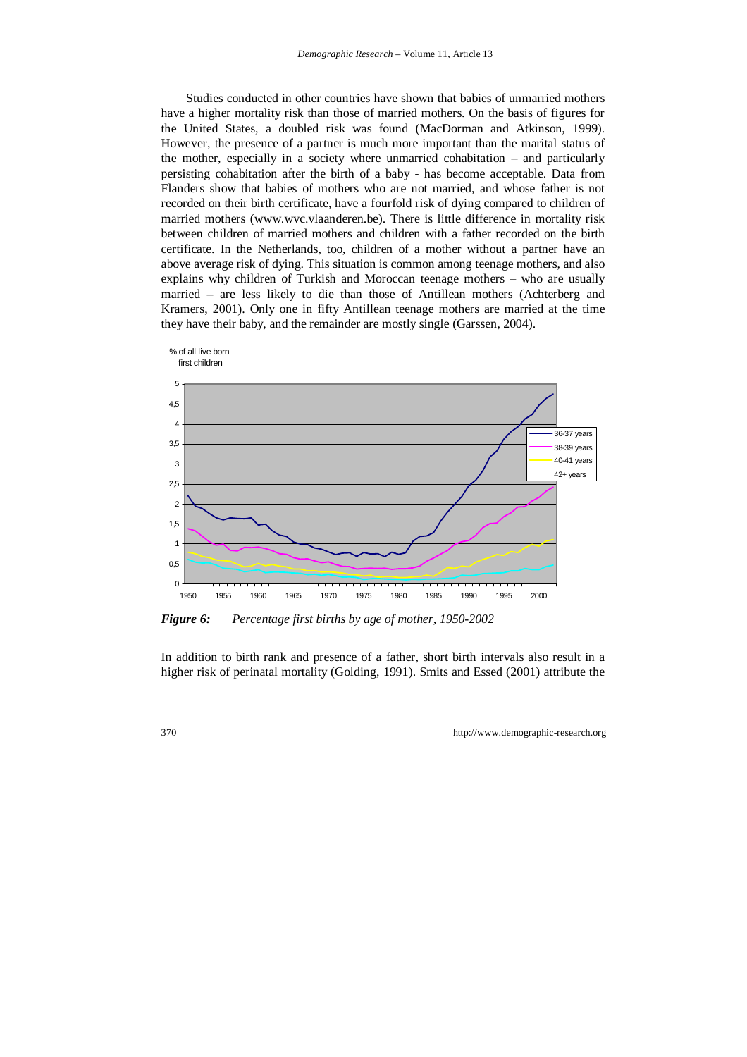Studies conducted in other countries have shown that babies of unmarried mothers have a higher mortality risk than those of married mothers. On the basis of figures for the United States, a doubled risk was found (MacDorman and Atkinson, 1999). However, the presence of a partner is much more important than the marital status of the mother, especially in a society where unmarried cohabitation – and particularly persisting cohabitation after the birth of a baby - has become acceptable. Data from Flanders show that babies of mothers who are not married, and whose father is not recorded on their birth certificate, have a fourfold risk of dying compared to children of married mothers (www.wvc.vlaanderen.be). There is little difference in mortality risk between children of married mothers and children with a father recorded on the birth certificate. In the Netherlands, too, children of a mother without a partner have an above average risk of dying. This situation is common among teenage mothers, and also explains why children of Turkish and Moroccan teenage mothers – who are usually married – are less likely to die than those of Antillean mothers (Achterberg and Kramers, 2001). Only one in fifty Antillean teenage mothers are married at the time they have their baby, and the remainder are mostly single (Garssen, 2004).

***Figure 6:*** *Percentage first births by age of mother, 1950-2002*

In addition to birth rank and presence of a father, short birth intervals also result in a higher risk of perinatal mortality (Golding, 1991). Smits and Essed (2001) attribute the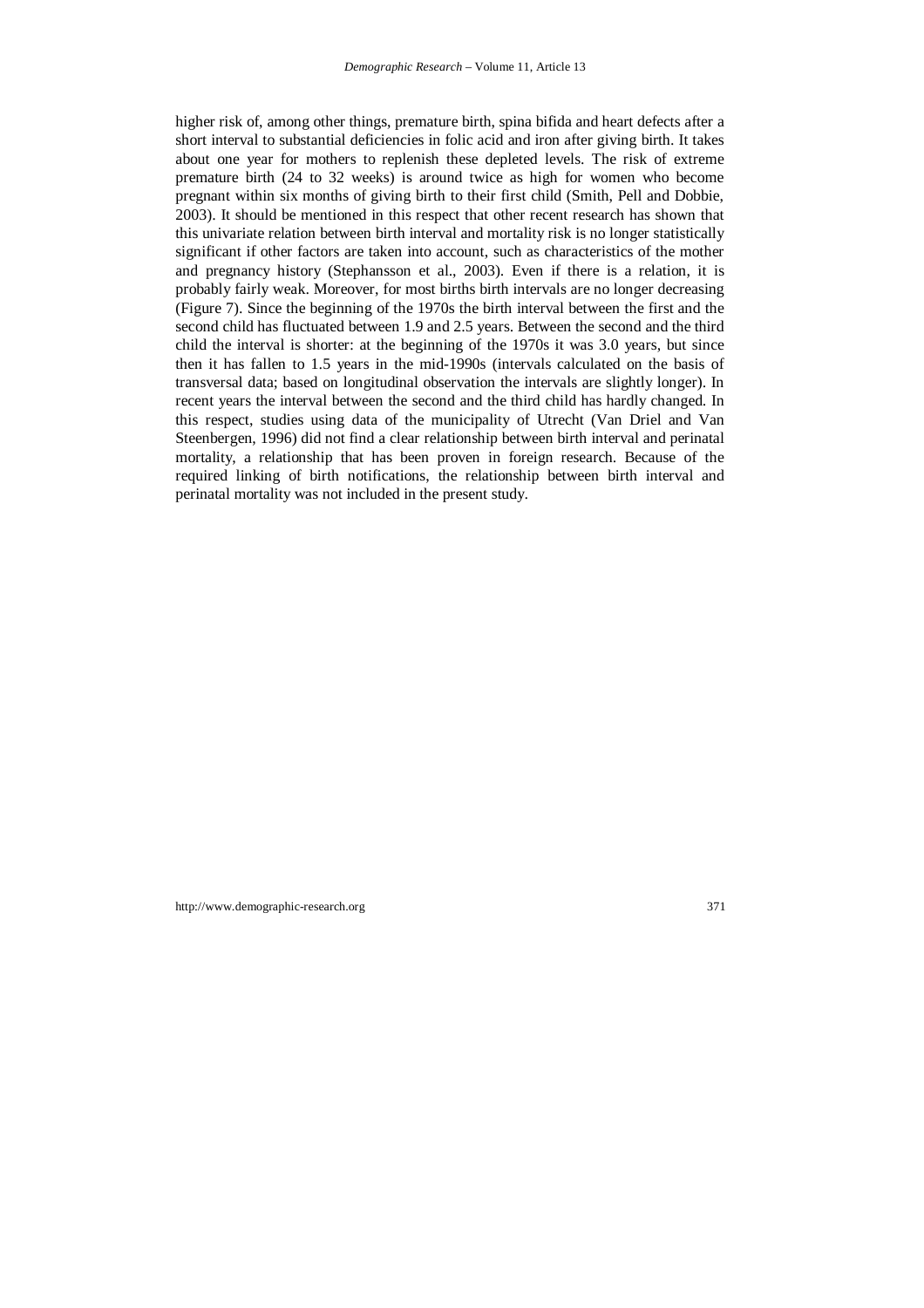higher risk of, among other things, premature birth, spina bifida and heart defects after a short interval to substantial deficiencies in folic acid and iron after giving birth. It takes about one year for mothers to replenish these depleted levels. The risk of extreme premature birth (24 to 32 weeks) is around twice as high for women who become pregnant within six months of giving birth to their first child (Smith, Pell and Dobbie, 2003). It should be mentioned in this respect that other recent research has shown that this univariate relation between birth interval and mortality risk is no longer statistically significant if other factors are taken into account, such as characteristics of the mother and pregnancy history (Stephansson et al., 2003). Even if there is a relation, it is probably fairly weak. Moreover, for most births birth intervals are no longer decreasing (Figure 7). Since the beginning of the 1970s the birth interval between the first and the second child has fluctuated between 1.9 and 2.5 years. Between the second and the third child the interval is shorter: at the beginning of the 1970s it was 3.0 years, but since then it has fallen to 1.5 years in the mid-1990s (intervals calculated on the basis of transversal data; based on longitudinal observation the intervals are slightly longer). In recent years the interval between the second and the third child has hardly changed. In this respect, studies using data of the municipality of Utrecht (Van Driel and Van Steenbergen, 1996) did not find a clear relationship between birth interval and perinatal mortality, a relationship that has been proven in foreign research. Because of the required linking of birth notifications, the relationship between birth interval and perinatal mortality was not included in the present study.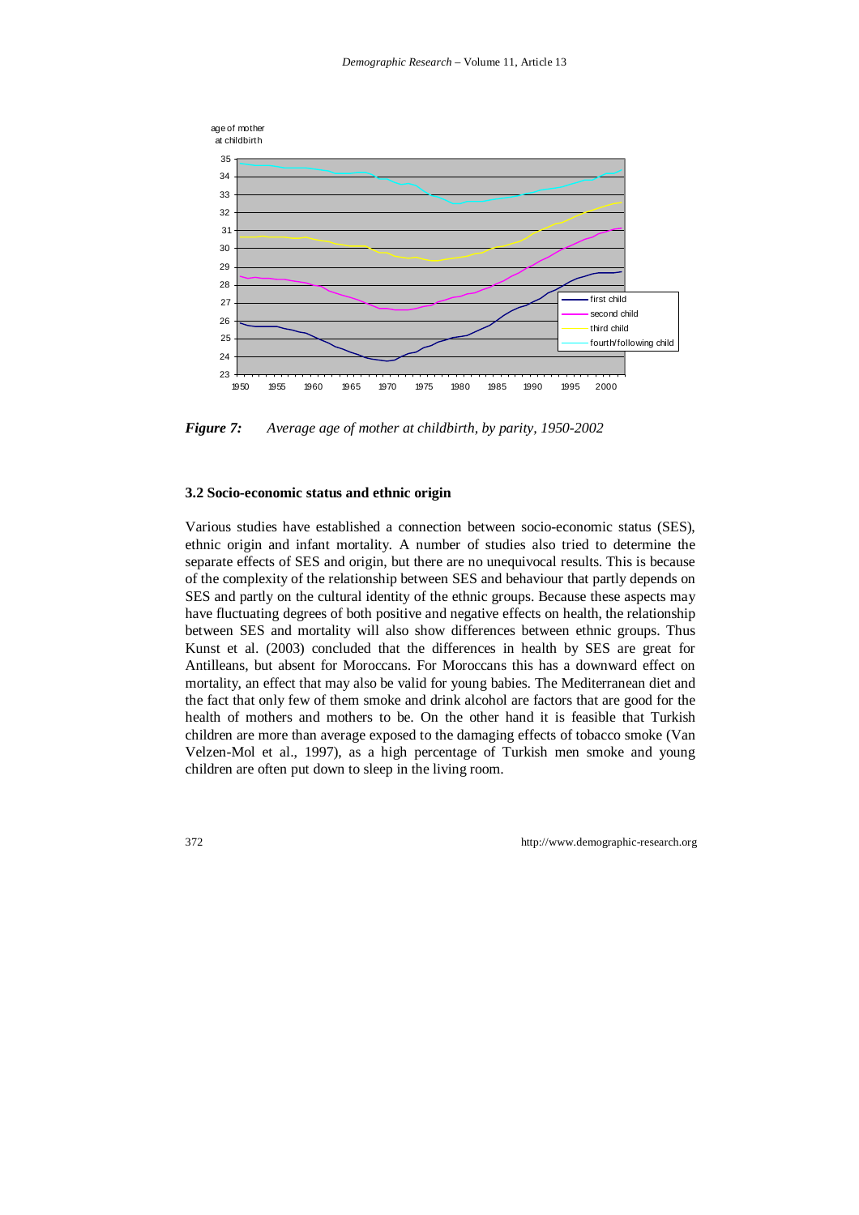*Figure 7: Average age of mother at childbirth, by parity, 1950-2002*

### 3.2 Socio-economic status and ethnic origin

Various studies have established a connection between socio-economic status (SES), ethnic origin and infant mortality. A number of studies also tried to determine the separate effects of SES and origin, but there are no unequivocal results. This is because of the complexity of the relationship between SES and behaviour that partly depends on SES and partly on the cultural identity of the ethnic groups. Because these aspects may have fluctuating degrees of both positive and negative effects on health, the relationship between SES and mortality will also show differences between ethnic groups. Thus Kunst et al. (2003) concluded that the differences in health by SES are great for Antilleans, but absent for Moroccans. For Moroccans this has a downward effect on mortality, an effect that may also be valid for young babies. The Mediterranean diet and the fact that only few of them smoke and drink alcohol are factors that are good for the health of mothers and mothers to be. On the other hand it is feasible that Turkish children are more than average exposed to the damaging effects of tobacco smoke (Van Velzen-Mol et al., 1997), as a high percentage of Turkish men smoke and young children are often put down to sleep in the living room.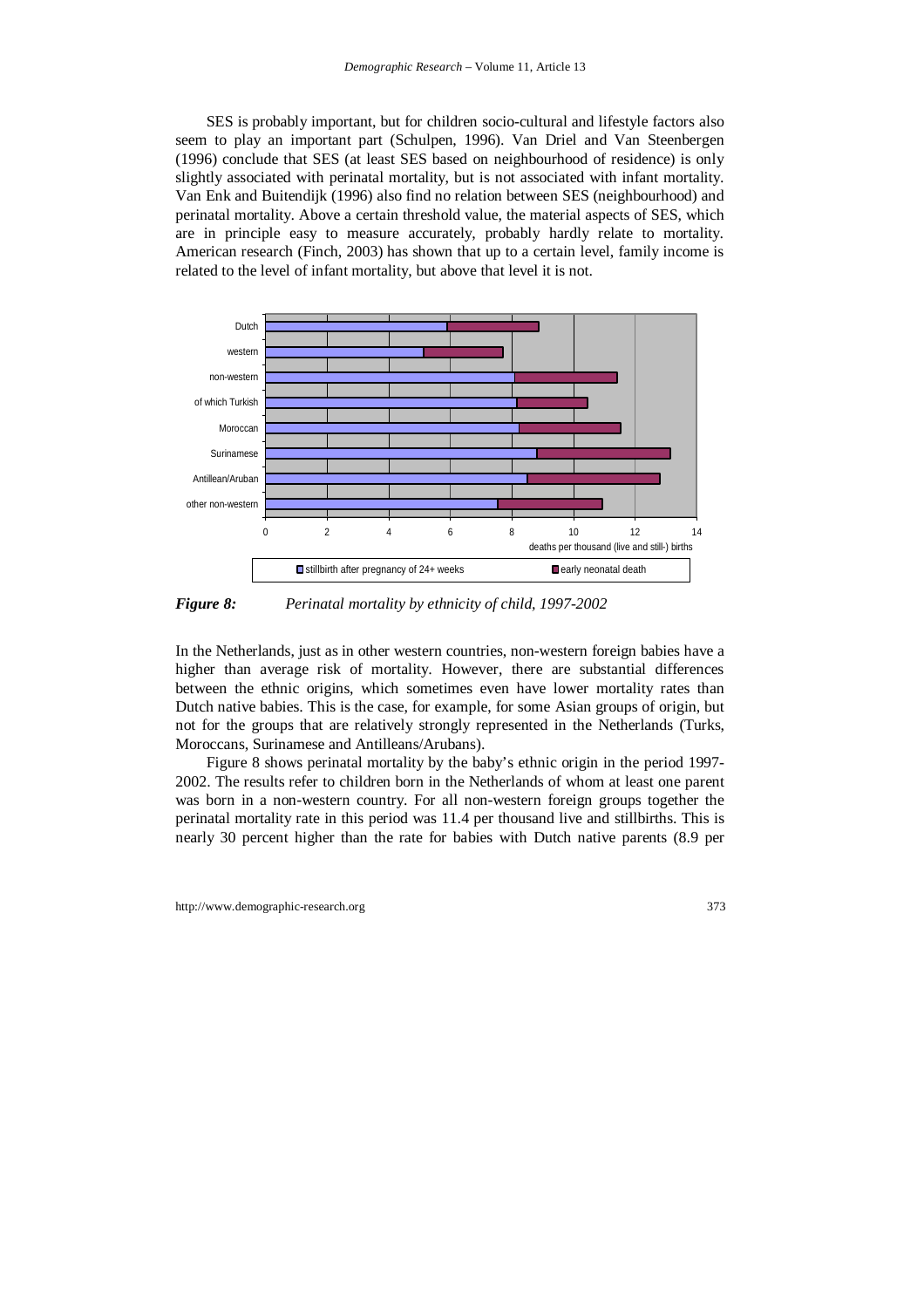SES is probably important, but for children socio-cultural and lifestyle factors also seem to play an important part (Schulpen, 1996). Van Driel and Van Steenbergen (1996) conclude that SES (at least SES based on neighbourhood of residence) is only slightly associated with perinatal mortality, but is not associated with infant mortality. Van Enk and Buitendijk (1996) also find no relation between SES (neighbourhood) and perinatal mortality. Above a certain threshold value, the material aspects of SES, which are in principle easy to measure accurately, probably hardly relate to mortality. American research (Finch, 2003) has shown that up to a certain level, family income is related to the level of infant mortality, but above that level it is not.

***Figure 8:*** *Perinatal mortality by ethnicity of child, 1997-2002*

In the Netherlands, just as in other western countries, non-western foreign babies have a higher than average risk of mortality. However, there are substantial differences between the ethnic origins, which sometimes even have lower mortality rates than Dutch native babies. This is the case, for example, for some Asian groups of origin, but not for the groups that are relatively strongly represented in the Netherlands (Turks, Moroccans, Surinamese and Antilleans/Arubans).

Figure 8 shows perinatal mortality by the baby's ethnic origin in the period 1997-2002. The results refer to children born in the Netherlands of whom at least one parent was born in a non-western country. For all non-western foreign groups together the perinatal mortality rate in this period was 11.4 per thousand live and stillbirths. This is nearly 30 percent higher than the rate for babies with Dutch native parents (8.9 per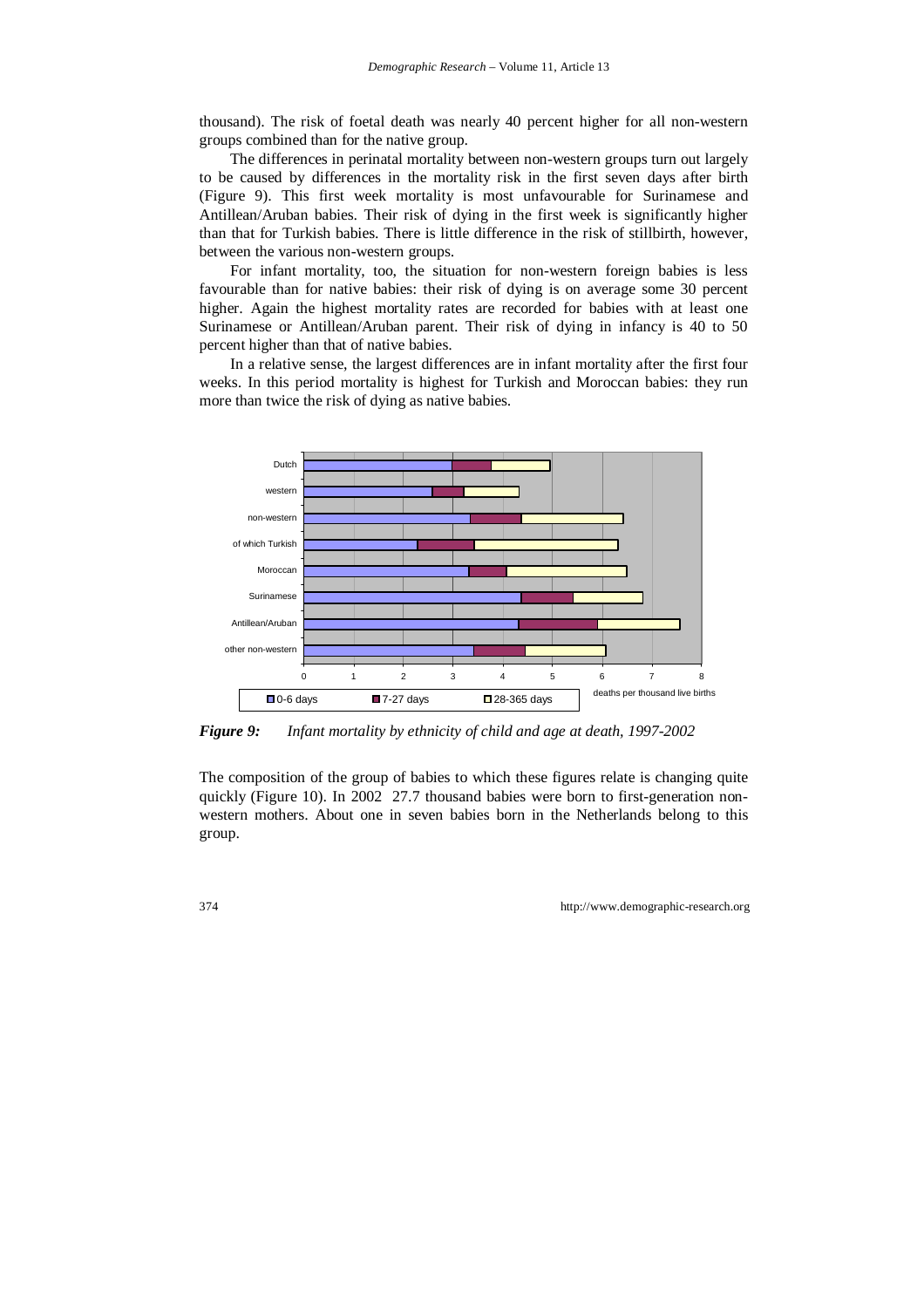thousand). The risk of foetal death was nearly 40 percent higher for all non-western groups combined than for the native group.

The differences in perinatal mortality between non-western groups turn out largely to be caused by differences in the mortality risk in the first seven days after birth (Figure 9). This first week mortality is most unfavourable for Surinamese and Antillean/Aruban babies. Their risk of dying in the first week is significantly higher than that for Turkish babies. There is little difference in the risk of stillbirth, however, between the various non-western groups.

For infant mortality, too, the situation for non-western foreign babies is less favourable than for native babies: their risk of dying is on average some 30 percent higher. Again the highest mortality rates are recorded for babies with at least one Surinamese or Antillean/Aruban parent. Their risk of dying in infancy is 40 to 50 percent higher than that of native babies.

In a relative sense, the largest differences are in infant mortality after the first four weeks. In this period mortality is highest for Turkish and Moroccan babies: they run more than twice the risk of dying as native babies.

***Figure 9:*** *Infant mortality by ethnicity of child and age at death, 1997-2002*

The composition of the group of babies to which these figures relate is changing quite quickly (Figure 10). In 2002 27.7 thousand babies were born to first-generation non-western mothers. About one in seven babies born in the Netherlands belong to this group.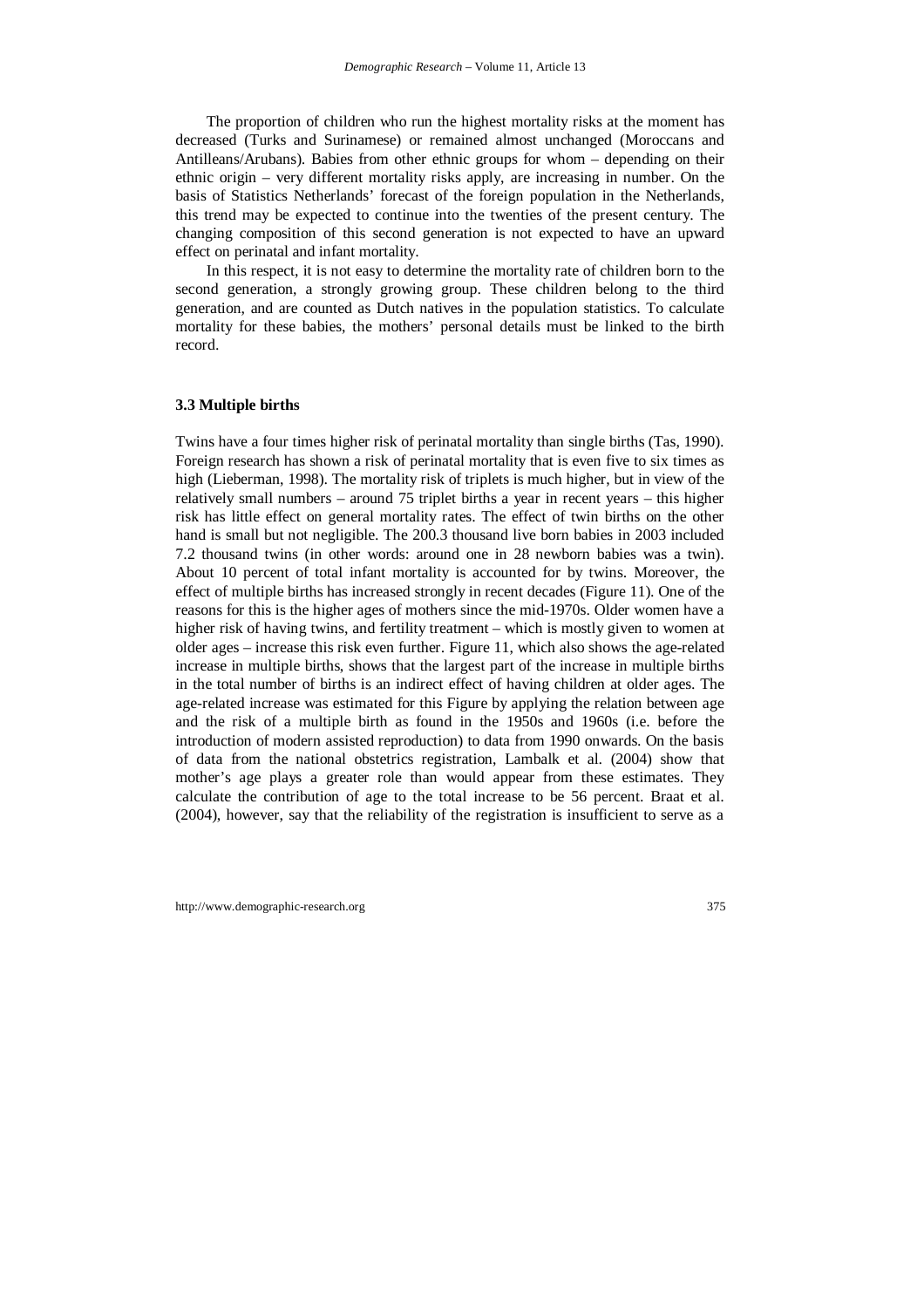The proportion of children who run the highest mortality risks at the moment has decreased (Turks and Surinamese) or remained almost unchanged (Moroccans and Antilleans/Arubans). Babies from other ethnic groups for whom – depending on their ethnic origin – very different mortality risks apply, are increasing in number. On the basis of Statistics Netherlands' forecast of the foreign population in the Netherlands, this trend may be expected to continue into the twenties of the present century. The changing composition of this second generation is not expected to have an upward effect on perinatal and infant mortality.

In this respect, it is not easy to determine the mortality rate of children born to the second generation, a strongly growing group. These children belong to the third generation, and are counted as Dutch natives in the population statistics. To calculate mortality for these babies, the mothers' personal details must be linked to the birth record.

### 3.3 Multiple births

Twins have a four times higher risk of perinatal mortality than single births (Tas, 1990). Foreign research has shown a risk of perinatal mortality that is even five to six times as high (Lieberman, 1998). The mortality risk of triplets is much higher, but in view of the relatively small numbers – around 75 triplet births a year in recent years – this higher risk has little effect on general mortality rates. The effect of twin births on the other hand is small but not negligible. The 200.3 thousand live born babies in 2003 included 7.2 thousand twins (in other words: around one in 28 newborn babies was a twin). About 10 percent of total infant mortality is accounted for by twins. Moreover, the effect of multiple births has increased strongly in recent decades (Figure 11). One of the reasons for this is the higher ages of mothers since the mid-1970s. Older women have a higher risk of having twins, and fertility treatment – which is mostly given to women at older ages – increase this risk even further. Figure 11, which also shows the age-related increase in multiple births, shows that the largest part of the increase in multiple births in the total number of births is an indirect effect of having children at older ages. The age-related increase was estimated for this Figure by applying the relation between age and the risk of a multiple birth as found in the 1950s and 1960s (i.e. before the introduction of modern assisted reproduction) to data from 1990 onwards. On the basis of data from the national obstetrics registration, Lambalk et al. (2004) show that mother's age plays a greater role than would appear from these estimates. They calculate the contribution of age to the total increase to be 56 percent. Braat et al. (2004), however, say that the reliability of the registration is insufficient to serve as a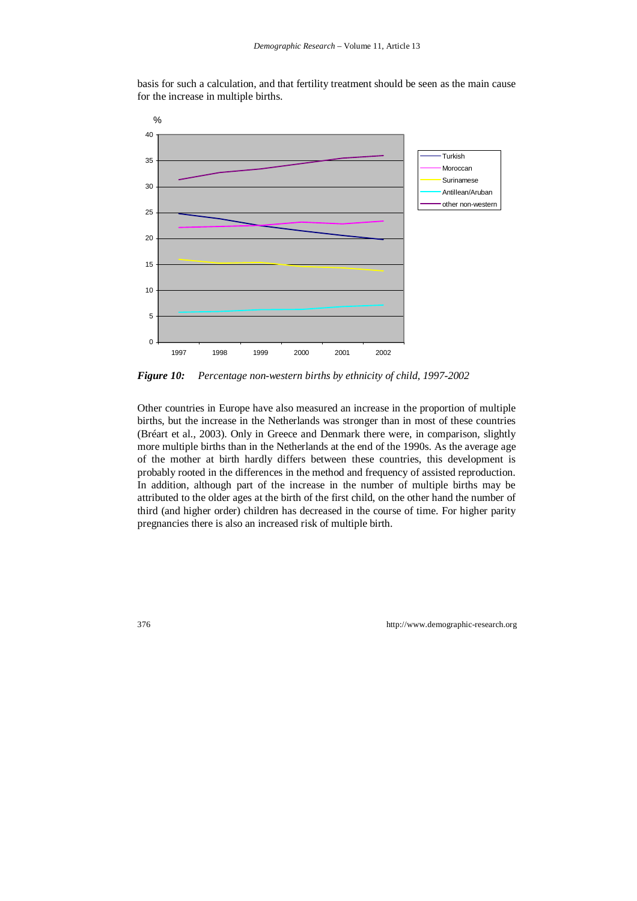basis for such a calculation, and that fertility treatment should be seen as the main cause for the increase in multiple births.

*Figure 10: Percentage non-western births by ethnicity of child, 1997-2002*

Other countries in Europe have also measured an increase in the proportion of multiple births, but the increase in the Netherlands was stronger than in most of these countries (Bréart et al., 2003). Only in Greece and Denmark there were, in comparison, slightly more multiple births than in the Netherlands at the end of the 1990s. As the average age of the mother at birth hardly differs between these countries, this development is probably rooted in the differences in the method and frequency of assisted reproduction. In addition, although part of the increase in the number of multiple births may be attributed to the older ages at the birth of the first child, on the other hand the number of third (and higher order) children has decreased in the course of time. For higher parity pregnancies there is also an increased risk of multiple birth.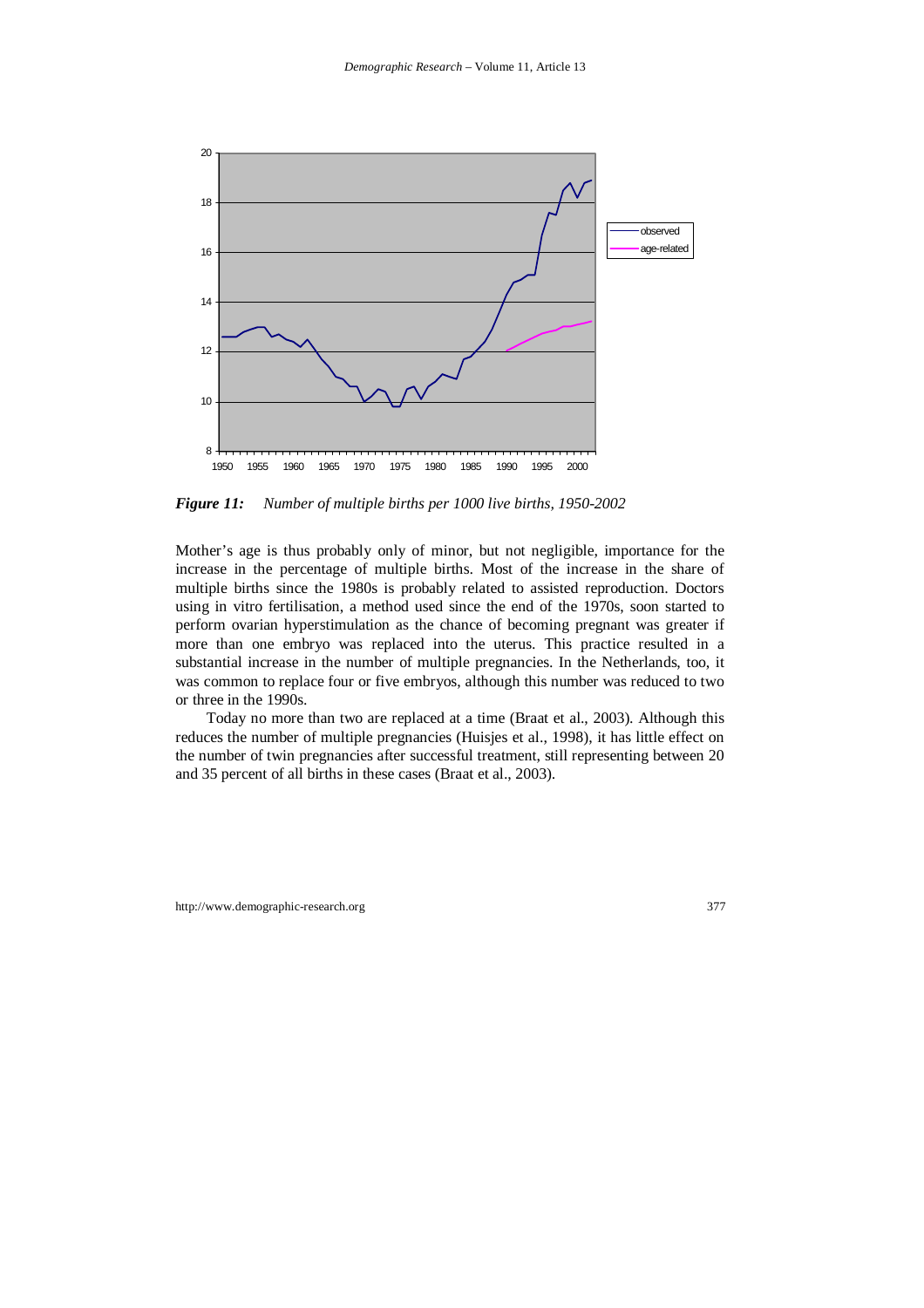*Figure 11:* *Number of multiple births per 1000 live births, 1950-2002*

Mother's age is thus probably only of minor, but not negligible, importance for the increase in the percentage of multiple births. Most of the increase in the share of multiple births since the 1980s is probably related to assisted reproduction. Doctors using in vitro fertilisation, a method used since the end of the 1970s, soon started to perform ovarian hyperstimulation as the chance of becoming pregnant was greater if more than one embryo was replaced into the uterus. This practice resulted in a substantial increase in the number of multiple pregnancies. In the Netherlands, too, it was common to replace four or five embryos, although this number was reduced to two or three in the 1990s.

Today no more than two are replaced at a time (Braat et al., 2003). Although this reduces the number of multiple pregnancies (Huisjes et al., 1998), it has little effect on the number of twin pregnancies after successful treatment, still representing between 20 and 35 percent of all births in these cases (Braat et al., 2003).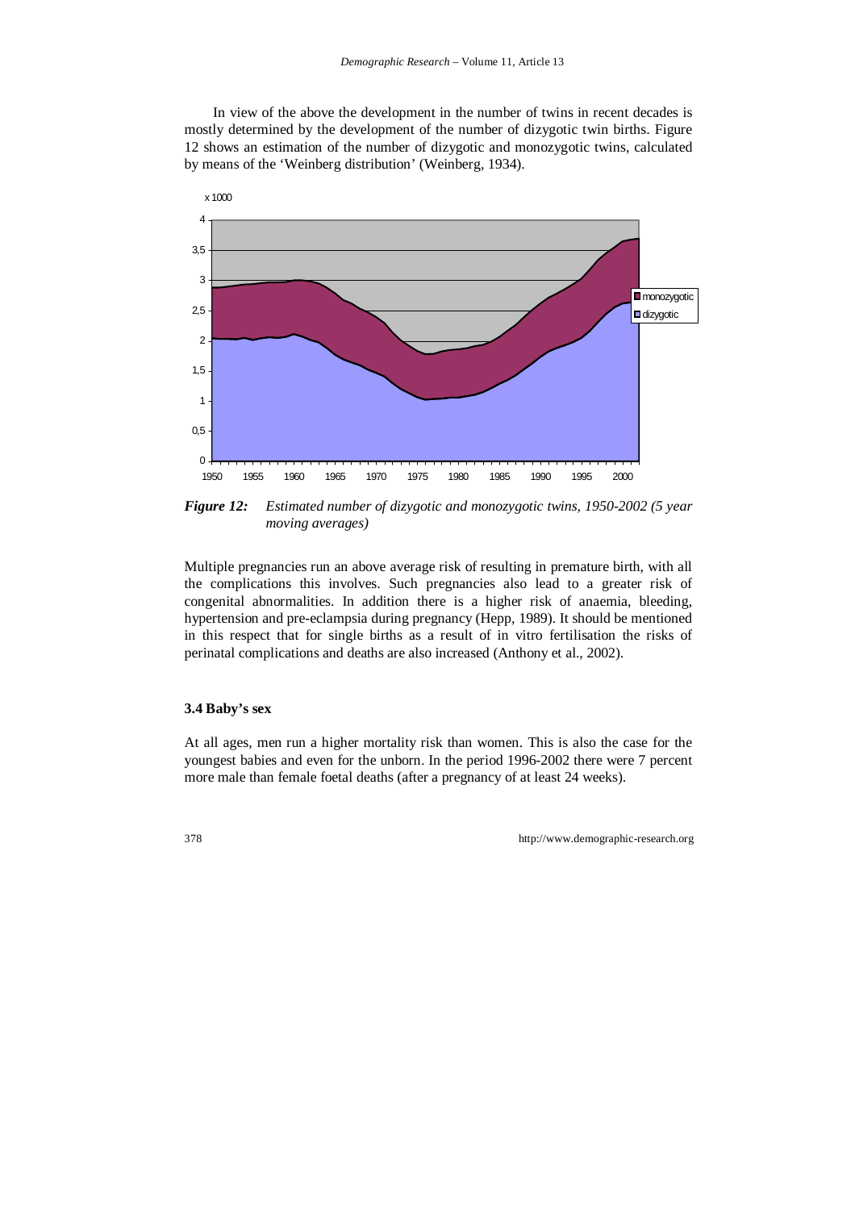In view of the above the development in the number of twins in recent decades is mostly determined by the development of the number of dizygotic twin births. Figure 12 shows an estimation of the number of dizygotic and monozygotic twins, calculated by means of the 'Weinberg distribution' (Weinberg, 1934).

***Figure 12:*** *Estimated number of dizygotic and monozygotic twins, 1950-2002 (5 year moving averages)*

Multiple pregnancies run an above average risk of resulting in premature birth, with all the complications this involves. Such pregnancies also lead to a greater risk of congenital abnormalities. In addition there is a higher risk of anaemia, bleeding, hypertension and pre-eclampsia during pregnancy (Hepp, 1989). It should be mentioned in this respect that for single births as a result of in vitro fertilisation the risks of perinatal complications and deaths are also increased (Anthony et al., 2002).

### 3.4 Baby's sex

At all ages, men run a higher mortality risk than women. This is also the case for the youngest babies and even for the unborn. In the period 1996-2002 there were 7 percent more male than female foetal deaths (after a pregnancy of at least 24 weeks).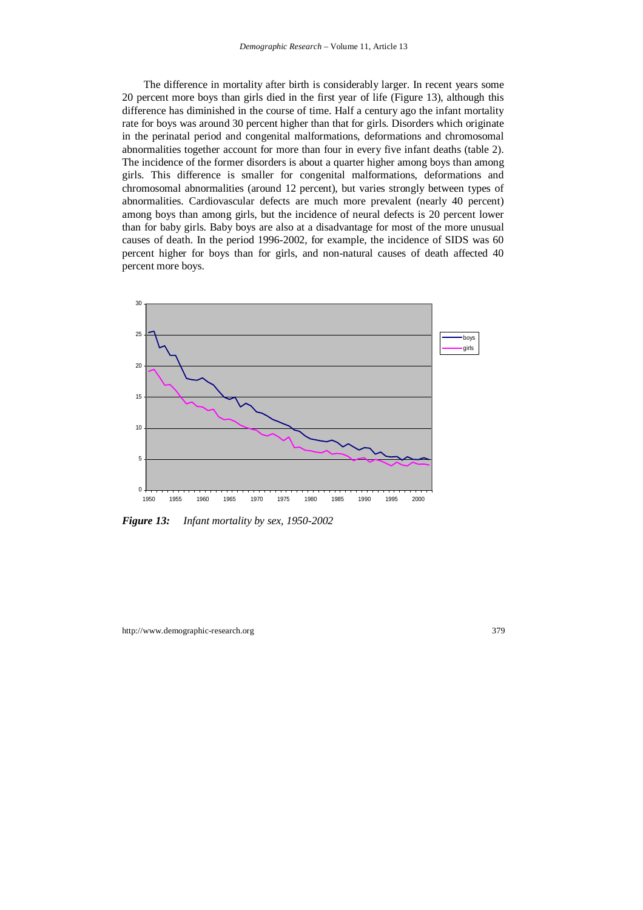The difference in mortality after birth is considerably larger. In recent years some 20 percent more boys than girls died in the first year of life (Figure 13), although this difference has diminished in the course of time. Half a century ago the infant mortality rate for boys was around 30 percent higher than that for girls. Disorders which originate in the perinatal period and congenital malformations, deformations and chromosomal abnormalities together account for more than four in every five infant deaths (table 2). The incidence of the former disorders is about a quarter higher among boys than among girls. This difference is smaller for congenital malformations, deformations and chromosomal abnormalities (around 12 percent), but varies strongly between types of abnormalities. Cardiovascular defects are much more prevalent (nearly 40 percent) among boys than among girls, but the incidence of neural defects is 20 percent lower than for baby girls. Baby boys are also at a disadvantage for most of the more unusual causes of death. In the period 1996-2002, for example, the incidence of SIDS was 60 percent higher for boys than for girls, and non-natural causes of death affected 40 percent more boys.

***Figure 13:*** *Infant mortality by sex, 1950-2002*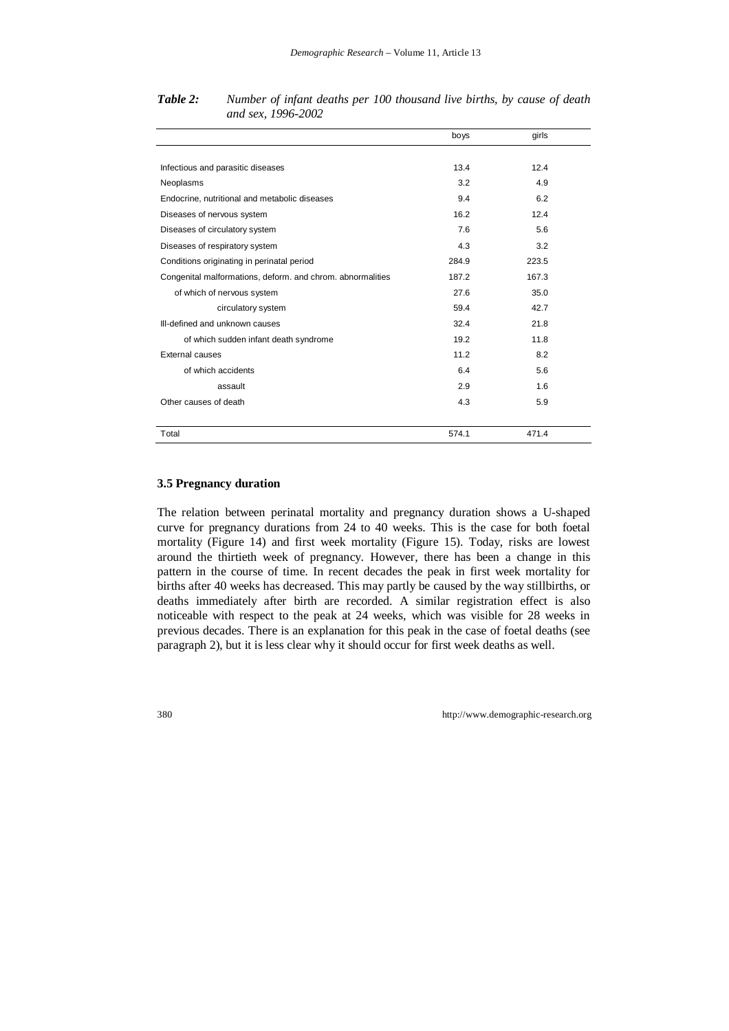*Table 2: Number of infant deaths per 100 thousand live births, by cause of death and sex, 1996-2002*

| | boys | girls |
|---|---|---|
| Infectious and parasitic diseases | 13.4 | 12.4 |
| Neoplasms | 3.2 | 4.9 |
| Endocrine, nutritional and metabolic diseases | 9.4 | 6.2 |
| Diseases of nervous system | 16.2 | 12.4 |
| Diseases of circulatory system | 7.6 | 5.6 |
| Diseases of respiratory system | 4.3 | 3.2 |
| Conditions originating in perinatal period | 284.9 | 223.5 |
| Congenital malformations, deform. and chrom. abnormalities | 187.2 | 167.3 |
| of which of nervous system | 27.6 | 35.0 |
| circulatory system | 59.4 | 42.7 |
| Ill-defined and unknown causes | 32.4 | 21.8 |
| of which sudden infant death syndrome | 19.2 | 11.8 |
| External causes | 11.2 | 8.2 |
| of which accidents | 6.4 | 5.6 |
| assault | 2.9 | 1.6 |
| Other causes of death | 4.3 | 5.9 |
| Total | 574.1 | 471.4 |

### 3.5 Pregnancy duration

The relation between perinatal mortality and pregnancy duration shows a U-shaped curve for pregnancy durations from 24 to 40 weeks. This is the case for both foetal mortality (Figure 14) and first week mortality (Figure 15). Today, risks are lowest around the thirtieth week of pregnancy. However, there has been a change in this pattern in the course of time. In recent decades the peak in first week mortality for births after 40 weeks has decreased. This may partly be caused by the way stillbirths, or deaths immediately after birth are recorded. A similar registration effect is also noticeable with respect to the peak at 24 weeks, which was visible for 28 weeks in previous decades. There is an explanation for this peak in the case of foetal deaths (see paragraph 2), but it is less clear why it should occur for first week deaths as well.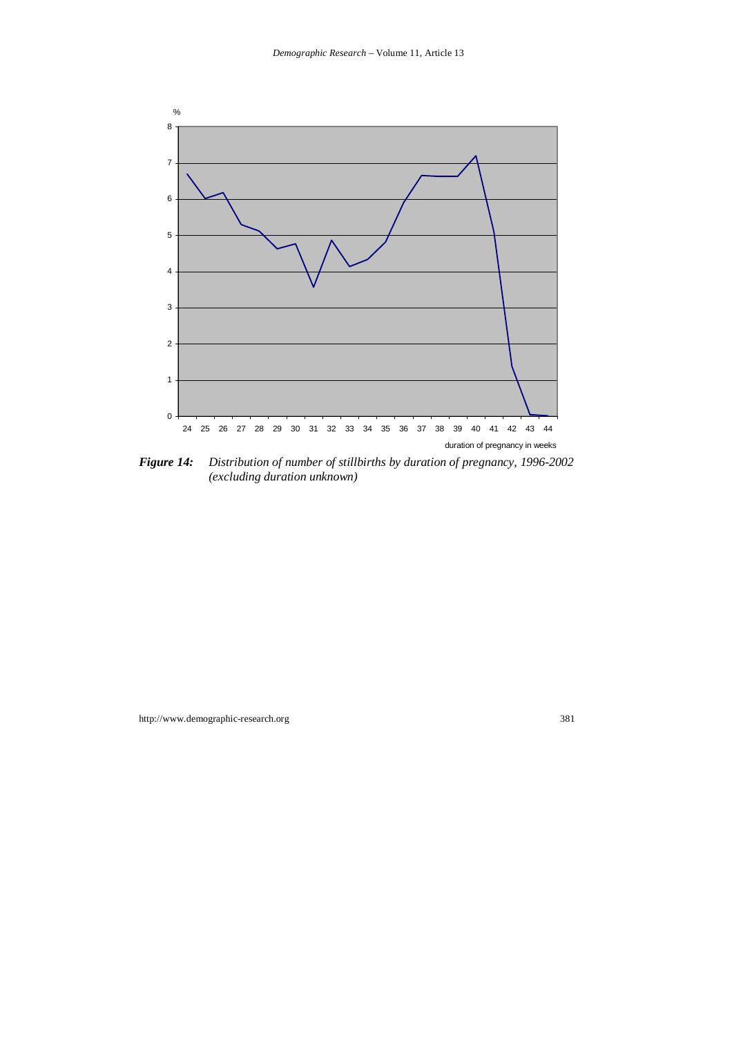*Figure 14: Distribution of number of stillbirths by duration of pregnancy, 1996-2002 (excluding duration unknown)*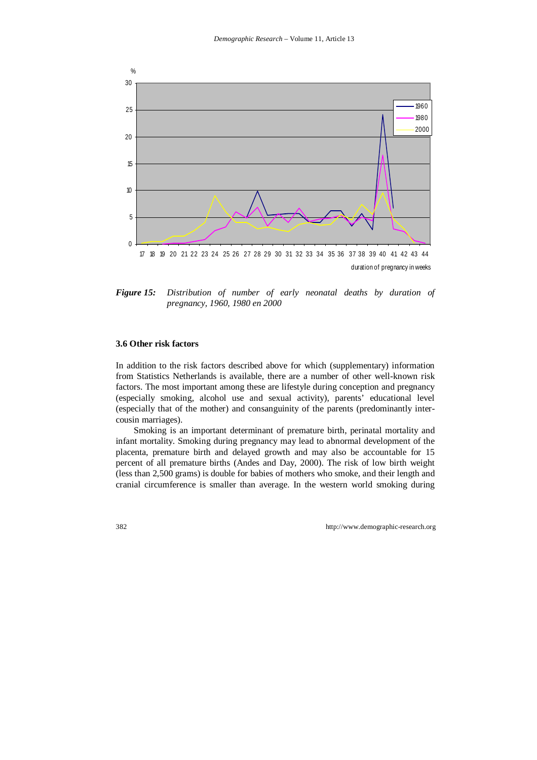*Figure 15: Distribution of number of early neonatal deaths by duration of pregnancy, 1960, 1980 en 2000*

### 3.6 Other risk factors

In addition to the risk factors described above for which (supplementary) information from Statistics Netherlands is available, there are a number of other well-known risk factors. The most important among these are lifestyle during conception and pregnancy (especially smoking, alcohol use and sexual activity), parents' educational level (especially that of the mother) and consanguinity of the parents (predominantly inter-cousin marriages).

Smoking is an important determinant of premature birth, perinatal mortality and infant mortality. Smoking during pregnancy may lead to abnormal development of the placenta, premature birth and delayed growth and may also be accountable for 15 percent of all premature births (Andes and Day, 2000). The risk of low birth weight (less than 2,500 grams) is double for babies of mothers who smoke, and their length and cranial circumference is smaller than average. In the western world smoking during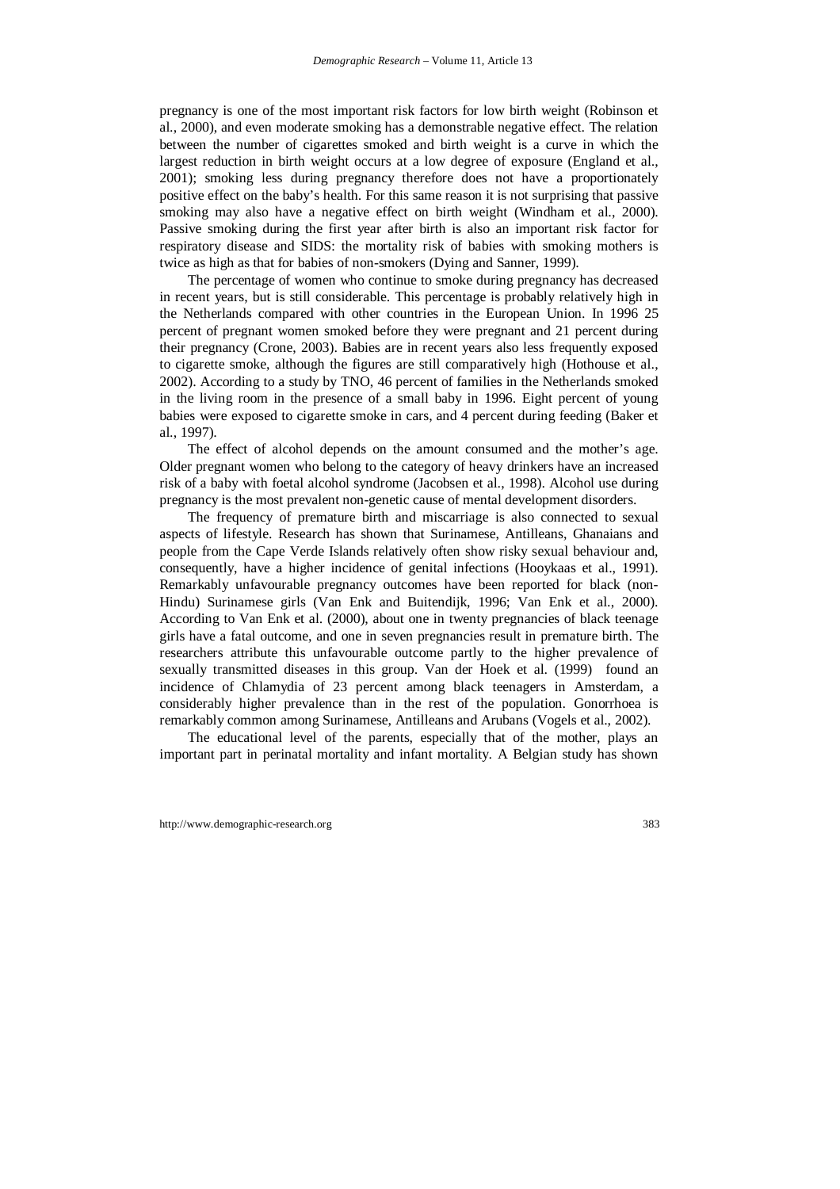pregnancy is one of the most important risk factors for low birth weight (Robinson et al., 2000), and even moderate smoking has a demonstrable negative effect. The relation between the number of cigarettes smoked and birth weight is a curve in which the largest reduction in birth weight occurs at a low degree of exposure (England et al., 2001); smoking less during pregnancy therefore does not have a proportionately positive effect on the baby's health. For this same reason it is not surprising that passive smoking may also have a negative effect on birth weight (Windham et al., 2000). Passive smoking during the first year after birth is also an important risk factor for respiratory disease and SIDS: the mortality risk of babies with smoking mothers is twice as high as that for babies of non-smokers (Dying and Sanner, 1999).

The percentage of women who continue to smoke during pregnancy has decreased in recent years, but is still considerable. This percentage is probably relatively high in the Netherlands compared with other countries in the European Union. In 1996 25 percent of pregnant women smoked before they were pregnant and 21 percent during their pregnancy (Crone, 2003). Babies are in recent years also less frequently exposed to cigarette smoke, although the figures are still comparatively high (Hothouse et al., 2002). According to a study by TNO, 46 percent of families in the Netherlands smoked in the living room in the presence of a small baby in 1996. Eight percent of young babies were exposed to cigarette smoke in cars, and 4 percent during feeding (Baker et al., 1997).

The effect of alcohol depends on the amount consumed and the mother's age. Older pregnant women who belong to the category of heavy drinkers have an increased risk of a baby with foetal alcohol syndrome (Jacobsen et al., 1998). Alcohol use during pregnancy is the most prevalent non-genetic cause of mental development disorders.

The frequency of premature birth and miscarriage is also connected to sexual aspects of lifestyle. Research has shown that Surinamese, Antilleans, Ghanaians and people from the Cape Verde Islands relatively often show risky sexual behaviour and, consequently, have a higher incidence of genital infections (Hooykaas et al., 1991). Remarkably unfavourable pregnancy outcomes have been reported for black (non-Hindu) Surinamese girls (Van Enk and Buitendijk, 1996; Van Enk et al., 2000). According to Van Enk et al. (2000), about one in twenty pregnancies of black teenage girls have a fatal outcome, and one in seven pregnancies result in premature birth. The researchers attribute this unfavourable outcome partly to the higher prevalence of sexually transmitted diseases in this group. Van der Hoek et al. (1999) found an incidence of Chlamydia of 23 percent among black teenagers in Amsterdam, a considerably higher prevalence than in the rest of the population. Gonorrhoea is remarkably common among Surinamese, Antilleans and Arubans (Vogels et al., 2002).

The educational level of the parents, especially that of the mother, plays an important part in perinatal mortality and infant mortality. A Belgian study has shown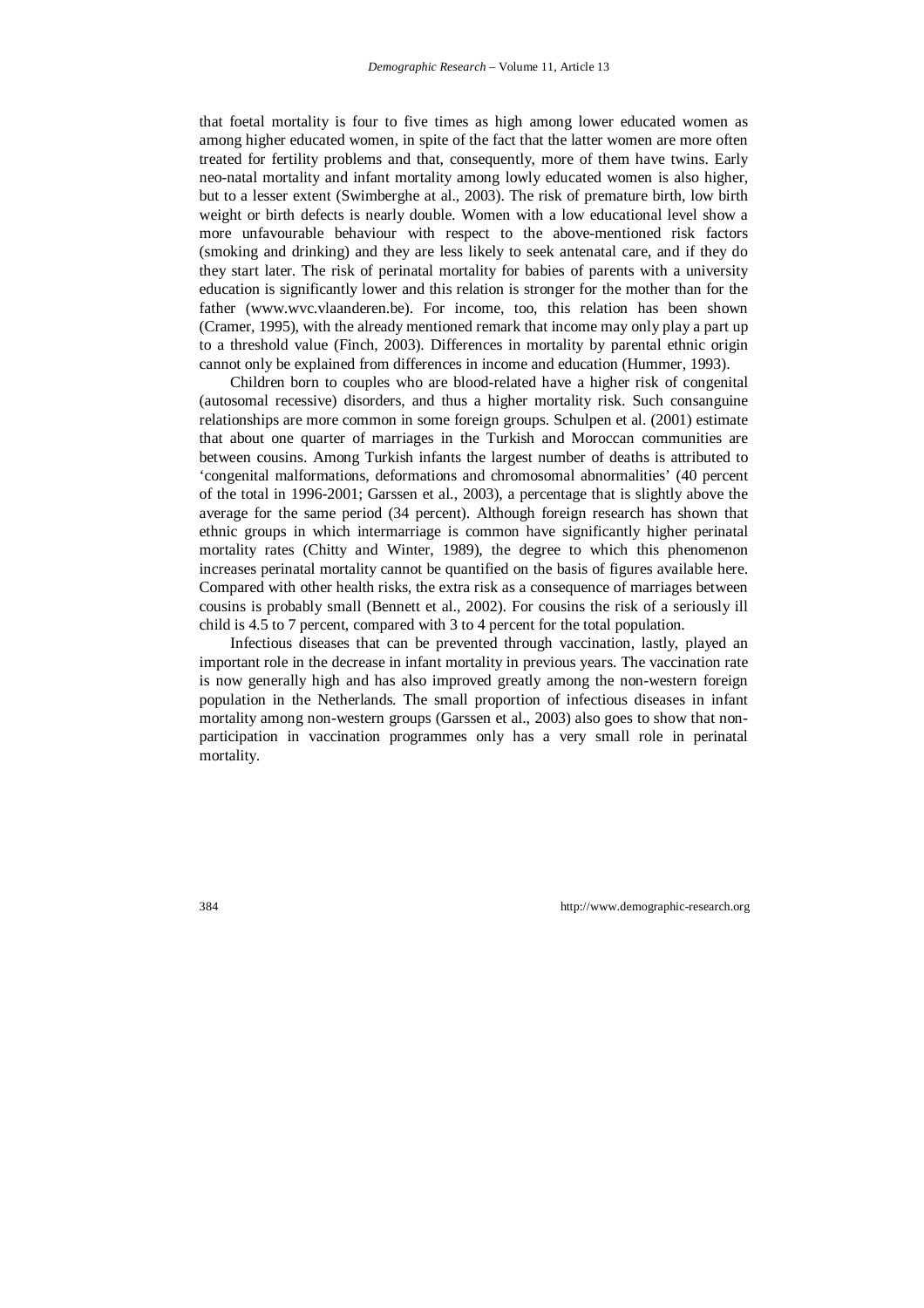that foetal mortality is four to five times as high among lower educated women as among higher educated women, in spite of the fact that the latter women are more often treated for fertility problems and that, consequently, more of them have twins. Early neo-natal mortality and infant mortality among lowly educated women is also higher, but to a lesser extent (Swimberghe at al., 2003). The risk of premature birth, low birth weight or birth defects is nearly double. Women with a low educational level show a more unfavourable behaviour with respect to the above-mentioned risk factors (smoking and drinking) and they are less likely to seek antenatal care, and if they do they start later. The risk of perinatal mortality for babies of parents with a university education is significantly lower and this relation is stronger for the mother than for the father (www.wvc.vlaanderen.be). For income, too, this relation has been shown (Cramer, 1995), with the already mentioned remark that income may only play a part up to a threshold value (Finch, 2003). Differences in mortality by parental ethnic origin cannot only be explained from differences in income and education (Hummer, 1993).

Children born to couples who are blood-related have a higher risk of congenital (autosomal recessive) disorders, and thus a higher mortality risk. Such consanguine relationships are more common in some foreign groups. Schulpen et al. (2001) estimate that about one quarter of marriages in the Turkish and Moroccan communities are between cousins. Among Turkish infants the largest number of deaths is attributed to 'congenital malformations, deformations and chromosomal abnormalities' (40 percent of the total in 1996-2001; Garssen et al., 2003), a percentage that is slightly above the average for the same period (34 percent). Although foreign research has shown that ethnic groups in which intermarriage is common have significantly higher perinatal mortality rates (Chitty and Winter, 1989), the degree to which this phenomenon increases perinatal mortality cannot be quantified on the basis of figures available here. Compared with other health risks, the extra risk as a consequence of marriages between cousins is probably small (Bennett et al., 2002). For cousins the risk of a seriously ill child is 4.5 to 7 percent, compared with 3 to 4 percent for the total population.

Infectious diseases that can be prevented through vaccination, lastly, played an important role in the decrease in infant mortality in previous years. The vaccination rate is now generally high and has also improved greatly among the non-western foreign population in the Netherlands. The small proportion of infectious diseases in infant mortality among non-western groups (Garssen et al., 2003) also goes to show that non-participation in vaccination programmes only has a very small role in perinatal mortality.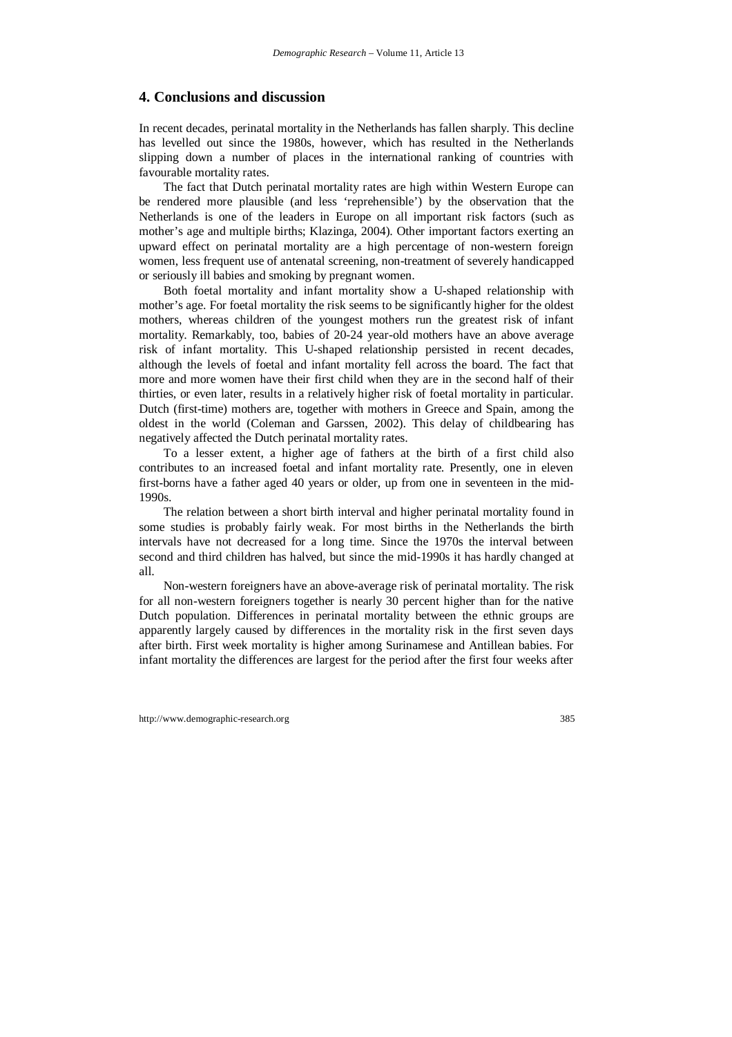## 4. Conclusions and discussion

In recent decades, perinatal mortality in the Netherlands has fallen sharply. This decline has levelled out since the 1980s, however, which has resulted in the Netherlands slipping down a number of places in the international ranking of countries with favourable mortality rates.

The fact that Dutch perinatal mortality rates are high within Western Europe can be rendered more plausible (and less 'reprehensible') by the observation that the Netherlands is one of the leaders in Europe on all important risk factors (such as mother's age and multiple births; Klazinga, 2004). Other important factors exerting an upward effect on perinatal mortality are a high percentage of non-western foreign women, less frequent use of antenatal screening, non-treatment of severely handicapped or seriously ill babies and smoking by pregnant women.

Both foetal mortality and infant mortality show a U-shaped relationship with mother's age. For foetal mortality the risk seems to be significantly higher for the oldest mothers, whereas children of the youngest mothers run the greatest risk of infant mortality. Remarkably, too, babies of 20-24 year-old mothers have an above average risk of infant mortality. This U-shaped relationship persisted in recent decades, although the levels of foetal and infant mortality fell across the board. The fact that more and more women have their first child when they are in the second half of their thirties, or even later, results in a relatively higher risk of foetal mortality in particular. Dutch (first-time) mothers are, together with mothers in Greece and Spain, among the oldest in the world (Coleman and Garssen, 2002). This delay of childbearing has negatively affected the Dutch perinatal mortality rates.

To a lesser extent, a higher age of fathers at the birth of a first child also contributes to an increased foetal and infant mortality rate. Presently, one in eleven first-borns have a father aged 40 years or older, up from one in seventeen in the mid-1990s.

The relation between a short birth interval and higher perinatal mortality found in some studies is probably fairly weak. For most births in the Netherlands the birth intervals have not decreased for a long time. Since the 1970s the interval between second and third children has halved, but since the mid-1990s it has hardly changed at all.

Non-western foreigners have an above-average risk of perinatal mortality. The risk for all non-western foreigners together is nearly 30 percent higher than for the native Dutch population. Differences in perinatal mortality between the ethnic groups are apparently largely caused by differences in the mortality risk in the first seven days after birth. First week mortality is higher among Surinamese and Antillean babies. For infant mortality the differences are largest for the period after the first four weeks after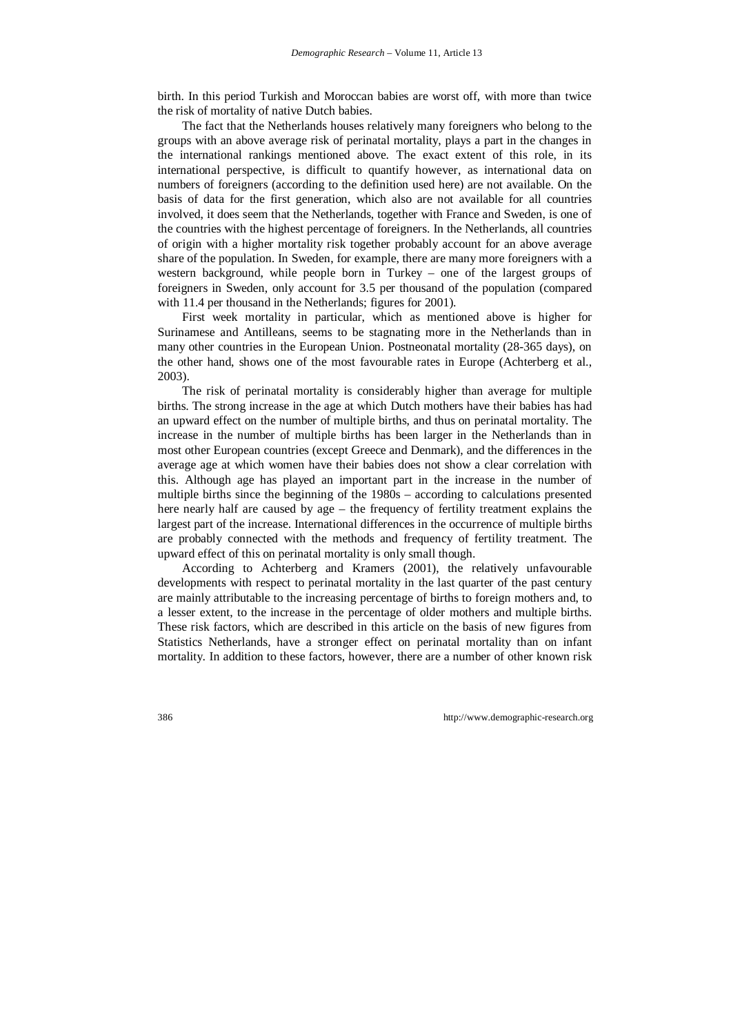birth. In this period Turkish and Moroccan babies are worst off, with more than twice the risk of mortality of native Dutch babies.

The fact that the Netherlands houses relatively many foreigners who belong to the groups with an above average risk of perinatal mortality, plays a part in the changes in the international rankings mentioned above. The exact extent of this role, in its international perspective, is difficult to quantify however, as international data on numbers of foreigners (according to the definition used here) are not available. On the basis of data for the first generation, which also are not available for all countries involved, it does seem that the Netherlands, together with France and Sweden, is one of the countries with the highest percentage of foreigners. In the Netherlands, all countries of origin with a higher mortality risk together probably account for an above average share of the population. In Sweden, for example, there are many more foreigners with a western background, while people born in Turkey – one of the largest groups of foreigners in Sweden, only account for 3.5 per thousand of the population (compared with 11.4 per thousand in the Netherlands; figures for 2001).

First week mortality in particular, which as mentioned above is higher for Surinamese and Antilleans, seems to be stagnating more in the Netherlands than in many other countries in the European Union. Postneonatal mortality (28-365 days), on the other hand, shows one of the most favourable rates in Europe (Achterberg et al., 2003).

The risk of perinatal mortality is considerably higher than average for multiple births. The strong increase in the age at which Dutch mothers have their babies has had an upward effect on the number of multiple births, and thus on perinatal mortality. The increase in the number of multiple births has been larger in the Netherlands than in most other European countries (except Greece and Denmark), and the differences in the average age at which women have their babies does not show a clear correlation with this. Although age has played an important part in the increase in the number of multiple births since the beginning of the 1980s – according to calculations presented here nearly half are caused by age – the frequency of fertility treatment explains the largest part of the increase. International differences in the occurrence of multiple births are probably connected with the methods and frequency of fertility treatment. The upward effect of this on perinatal mortality is only small though.

According to Achterberg and Kramers (2001), the relatively unfavourable developments with respect to perinatal mortality in the last quarter of the past century are mainly attributable to the increasing percentage of births to foreign mothers and, to a lesser extent, to the increase in the percentage of older mothers and multiple births. These risk factors, which are described in this article on the basis of new figures from Statistics Netherlands, have a stronger effect on perinatal mortality than on infant mortality. In addition to these factors, however, there are a number of other known risk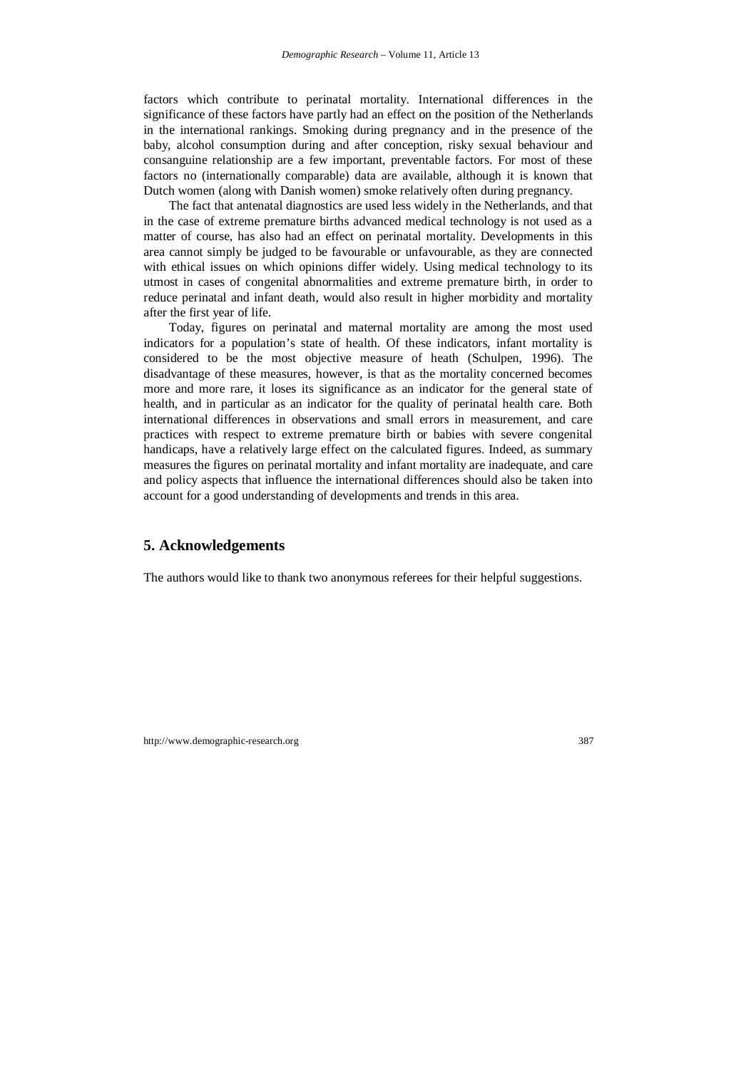factors which contribute to perinatal mortality. International differences in the significance of these factors have partly had an effect on the position of the Netherlands in the international rankings. Smoking during pregnancy and in the presence of the baby, alcohol consumption during and after conception, risky sexual behaviour and consanguine relationship are a few important, preventable factors. For most of these factors no (internationally comparable) data are available, although it is known that Dutch women (along with Danish women) smoke relatively often during pregnancy.

The fact that antenatal diagnostics are used less widely in the Netherlands, and that in the case of extreme premature births advanced medical technology is not used as a matter of course, has also had an effect on perinatal mortality. Developments in this area cannot simply be judged to be favourable or unfavourable, as they are connected with ethical issues on which opinions differ widely. Using medical technology to its utmost in cases of congenital abnormalities and extreme premature birth, in order to reduce perinatal and infant death, would also result in higher morbidity and mortality after the first year of life.

Today, figures on perinatal and maternal mortality are among the most used indicators for a population's state of health. Of these indicators, infant mortality is considered to be the most objective measure of heath (Schulpen, 1996). The disadvantage of these measures, however, is that as the mortality concerned becomes more and more rare, it loses its significance as an indicator for the general state of health, and in particular as an indicator for the quality of perinatal health care. Both international differences in observations and small errors in measurement, and care practices with respect to extreme premature birth or babies with severe congenital handicaps, have a relatively large effect on the calculated figures. Indeed, as summary measures the figures on perinatal mortality and infant mortality are inadequate, and care and policy aspects that influence the international differences should also be taken into account for a good understanding of developments and trends in this area.

## 5. Acknowledgements

The authors would like to thank two anonymous referees for their helpful suggestions.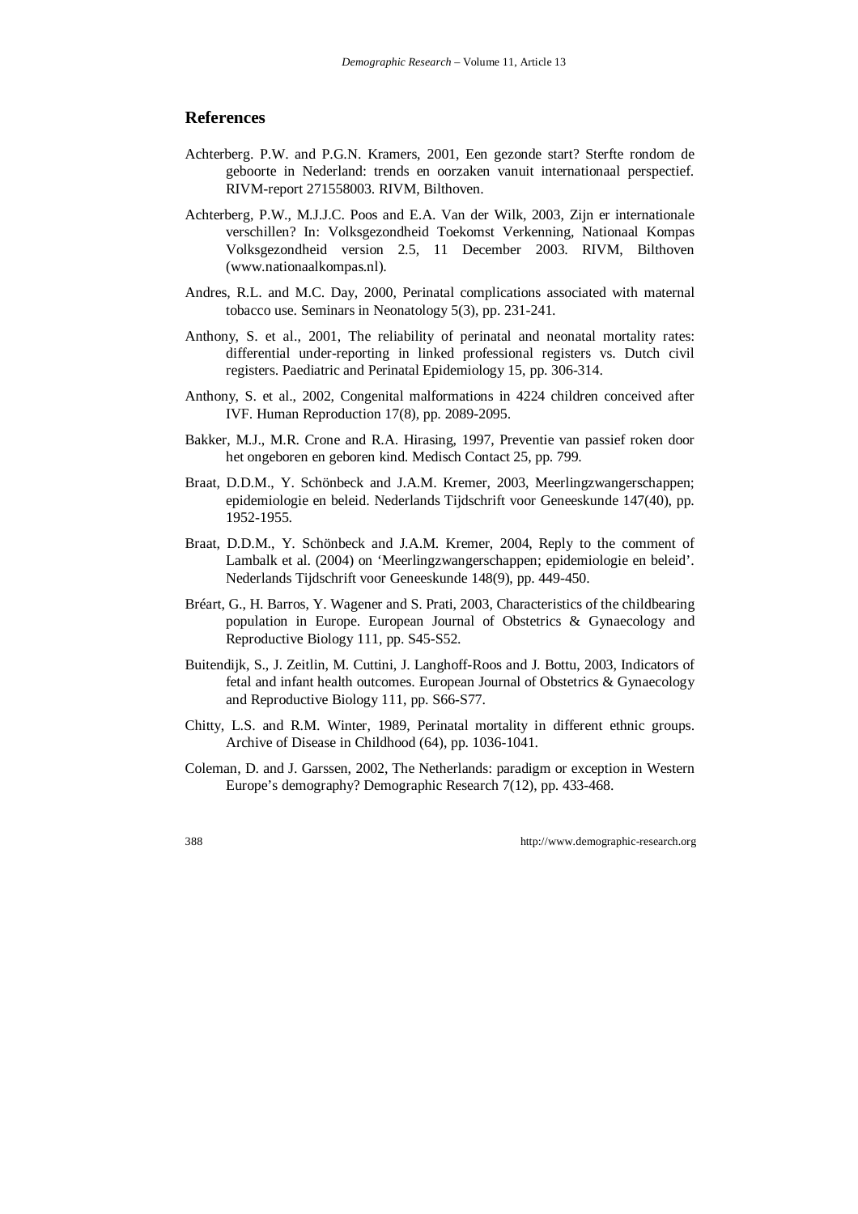## References

Achterberg. P.W. and P.G.N. Kramers, 2001, Een gezonde start? Sterfte rondom de geboorte in Nederland: trends en oorzaken vanuit internationaal perspectief. RIVM-report 271558003. RIVM, Bilthoven.

Achterberg, P.W., M.J.J.C. Poos and E.A. Van der Wilk, 2003, Zijn er internationale verschillen? In: Volksgezondheid Toekomst Verkenning, Nationaal Kompas Volksgezondheid version 2.5, 11 December 2003. RIVM, Bilthoven (www.nationaalkompas.nl).

Andres, R.L. and M.C. Day, 2000, Perinatal complications associated with maternal tobacco use. Seminars in Neonatology 5(3), pp. 231-241.

Anthony, S. et al., 2001, The reliability of perinatal and neonatal mortality rates: differential under-reporting in linked professional registers vs. Dutch civil registers. Paediatric and Perinatal Epidemiology 15, pp. 306-314.

Anthony, S. et al., 2002, Congenital malformations in 4224 children conceived after IVF. Human Reproduction 17(8), pp. 2089-2095.

Bakker, M.J., M.R. Crone and R.A. Hirasing, 1997, Preventie van passief roken door het ongeboren en geboren kind. Medisch Contact 25, pp. 799.

Braat, D.D.M., Y. Schönbeck and J.A.M. Kremer, 2003, Meerlingzwangerschappen; epidemiologie en beleid. Nederlands Tijdschrift voor Geneeskunde 147(40), pp. 1952-1955.

Braat, D.D.M., Y. Schönbeck and J.A.M. Kremer, 2004, Reply to the comment of Lambalk et al. (2004) on 'Meerlingzwangerschappen; epidemiologie en beleid'. Nederlands Tijdschrift voor Geneeskunde 148(9), pp. 449-450.

Bréart, G., H. Barros, Y. Wagener and S. Prati, 2003, Characteristics of the childbearing population in Europe. European Journal of Obstetrics & Gynaecology and Reproductive Biology 111, pp. S45-S52.

Buitendijk, S., J. Zeitlin, M. Cuttini, J. Langhoff-Roos and J. Bottu, 2003, Indicators of fetal and infant health outcomes. European Journal of Obstetrics & Gynaecology and Reproductive Biology 111, pp. S66-S77.

Chitty, L.S. and R.M. Winter, 1989, Perinatal mortality in different ethnic groups. Archive of Disease in Childhood (64), pp. 1036-1041.

Coleman, D. and J. Garssen, 2002, The Netherlands: paradigm or exception in Western Europe's demography? Demographic Research 7(12), pp. 433-468.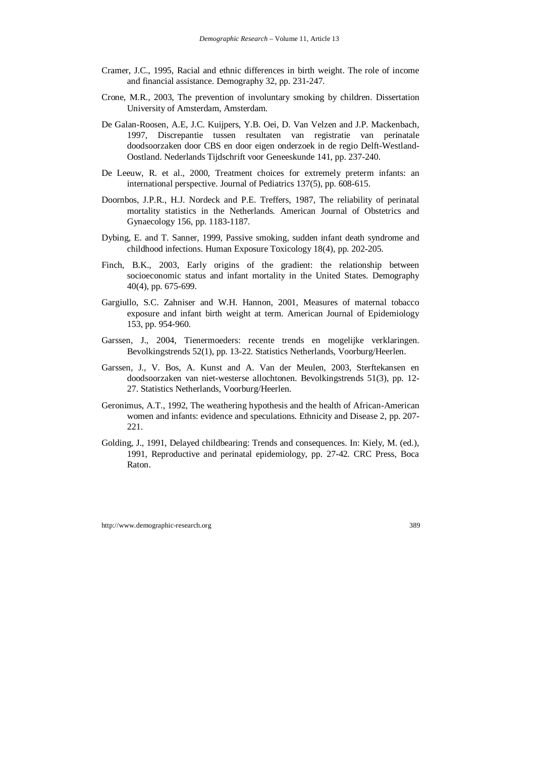Cramer, J.C., 1995, Racial and ethnic differences in birth weight. The role of income and financial assistance. Demography 32, pp. 231-247.

Crone, M.R., 2003, The prevention of involuntary smoking by children. Dissertation University of Amsterdam, Amsterdam.

De Galan-Roosen, A.E, J.C. Kuijpers, Y.B. Oei, D. Van Velzen and J.P. Mackenbach, 1997, Discrepantie tussen resultaten van registratie van perinatale doodsoorzaken door CBS en door eigen onderzoek in de regio Delft-Westland-Oostland. Nederlands Tijdschrift voor Geneeskunde 141, pp. 237-240.

De Leeuw, R. et al., 2000, Treatment choices for extremely preterm infants: an international perspective. Journal of Pediatrics 137(5), pp. 608-615.

Doornbos, J.P.R., H.J. Nordeck and P.E. Treffers, 1987, The reliability of perinatal mortality statistics in the Netherlands. American Journal of Obstetrics and Gynaecology 156, pp. 1183-1187.

Dybing, E. and T. Sanner, 1999, Passive smoking, sudden infant death syndrome and childhood infections. Human Exposure Toxicology 18(4), pp. 202-205.

Finch, B.K., 2003, Early origins of the gradient: the relationship between socioeconomic status and infant mortality in the United States. Demography 40(4), pp. 675-699.

Gargiullo, S.C. Zahniser and W.H. Hannon, 2001, Measures of maternal tobacco exposure and infant birth weight at term. American Journal of Epidemiology 153, pp. 954-960.

Garssen, J., 2004, Tienermoeders: recente trends en mogelijke verklaringen. Bevolkingstrends 52(1), pp. 13-22. Statistics Netherlands, Voorburg/Heerlen.

Garssen, J., V. Bos, A. Kunst and A. Van der Meulen, 2003, Sterftekansen en doodsoorzaken van niet-westerse allochtonen. Bevolkingstrends 51(3), pp. 12-27. Statistics Netherlands, Voorburg/Heerlen.

Geronimus, A.T., 1992, The weathering hypothesis and the health of African-American women and infants: evidence and speculations. Ethnicity and Disease 2, pp. 207-221.

Golding, J., 1991, Delayed childbearing: Trends and consequences. In: Kiely, M. (ed.), 1991, Reproductive and perinatal epidemiology, pp. 27-42. CRC Press, Boca Raton.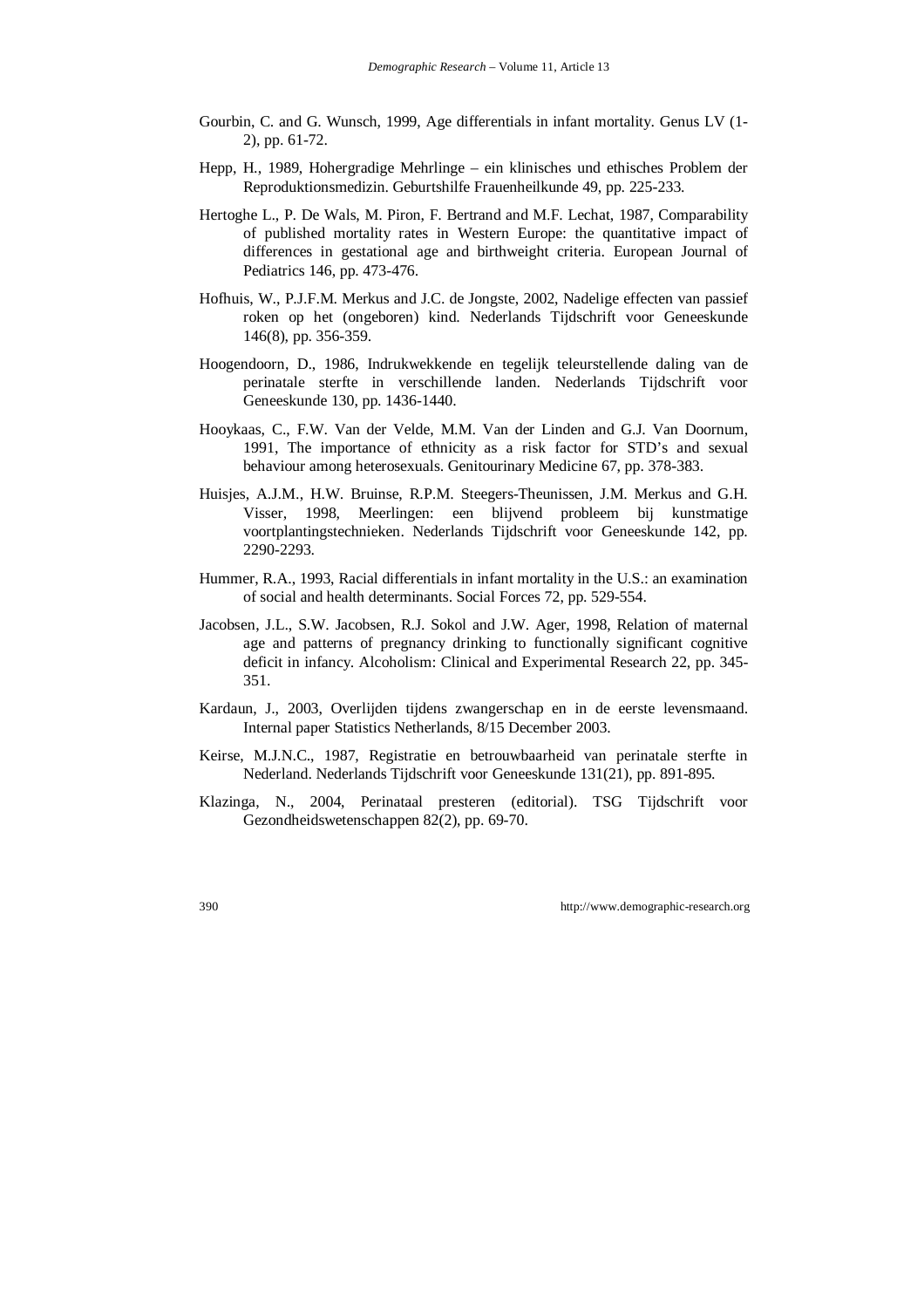Gourbin, C. and G. Wunsch, 1999, Age differentials in infant mortality. Genus LV (1-2), pp. 61-72.

Hepp, H., 1989, Hohergradige Mehrlinge – ein klinisches und ethisches Problem der Reproduktionsmedizin. Geburtshilfe Frauenheilkunde 49, pp. 225-233.

Hertoghe L., P. De Wals, M. Piron, F. Bertrand and M.F. Lechat, 1987, Comparability of published mortality rates in Western Europe: the quantitative impact of differences in gestational age and birthweight criteria. European Journal of Pediatrics 146, pp. 473-476.

Hofhuis, W., P.J.F.M. Merkus and J.C. de Jongste, 2002, Nadelige effecten van passief roken op het (ongeboren) kind. Nederlands Tijdschrift voor Geneeskunde 146(8), pp. 356-359.

Hoogendoorn, D., 1986, Indrukwekkende en tegelijk teleurstellende daling van de perinatale sterfte in verschillende landen. Nederlands Tijdschrift voor Geneeskunde 130, pp. 1436-1440.

Hooykaas, C., F.W. Van der Velde, M.M. Van der Linden and G.J. Van Doornum, 1991, The importance of ethnicity as a risk factor for STD's and sexual behaviour among heterosexuals. Genitourinary Medicine 67, pp. 378-383.

Huisjes, A.J.M., H.W. Bruinse, R.P.M. Steegers-Theunissen, J.M. Merkus and G.H. Visser, 1998, Meerlingen: een blijvend probleem bij kunstmatige voortplantingstechnieken. Nederlands Tijdschrift voor Geneeskunde 142, pp. 2290-2293.

Hummer, R.A., 1993, Racial differentials in infant mortality in the U.S.: an examination of social and health determinants. Social Forces 72, pp. 529-554.

Jacobsen, J.L., S.W. Jacobsen, R.J. Sokol and J.W. Ager, 1998, Relation of maternal age and patterns of pregnancy drinking to functionally significant cognitive deficit in infancy. Alcoholism: Clinical and Experimental Research 22, pp. 345-351.

Kardaun, J., 2003, Overlijden tijdens zwangerschap en in de eerste levensmaand. Internal paper Statistics Netherlands, 8/15 December 2003.

Keirse, M.J.N.C., 1987, Registratie en betrouwbaarheid van perinatale sterfte in Nederland. Nederlands Tijdschrift voor Geneeskunde 131(21), pp. 891-895.

Klazinga, N., 2004, Perinataal presteren (editorial). TSG Tijdschrift voor Gezondheidswetenschappen 82(2), pp. 69-70.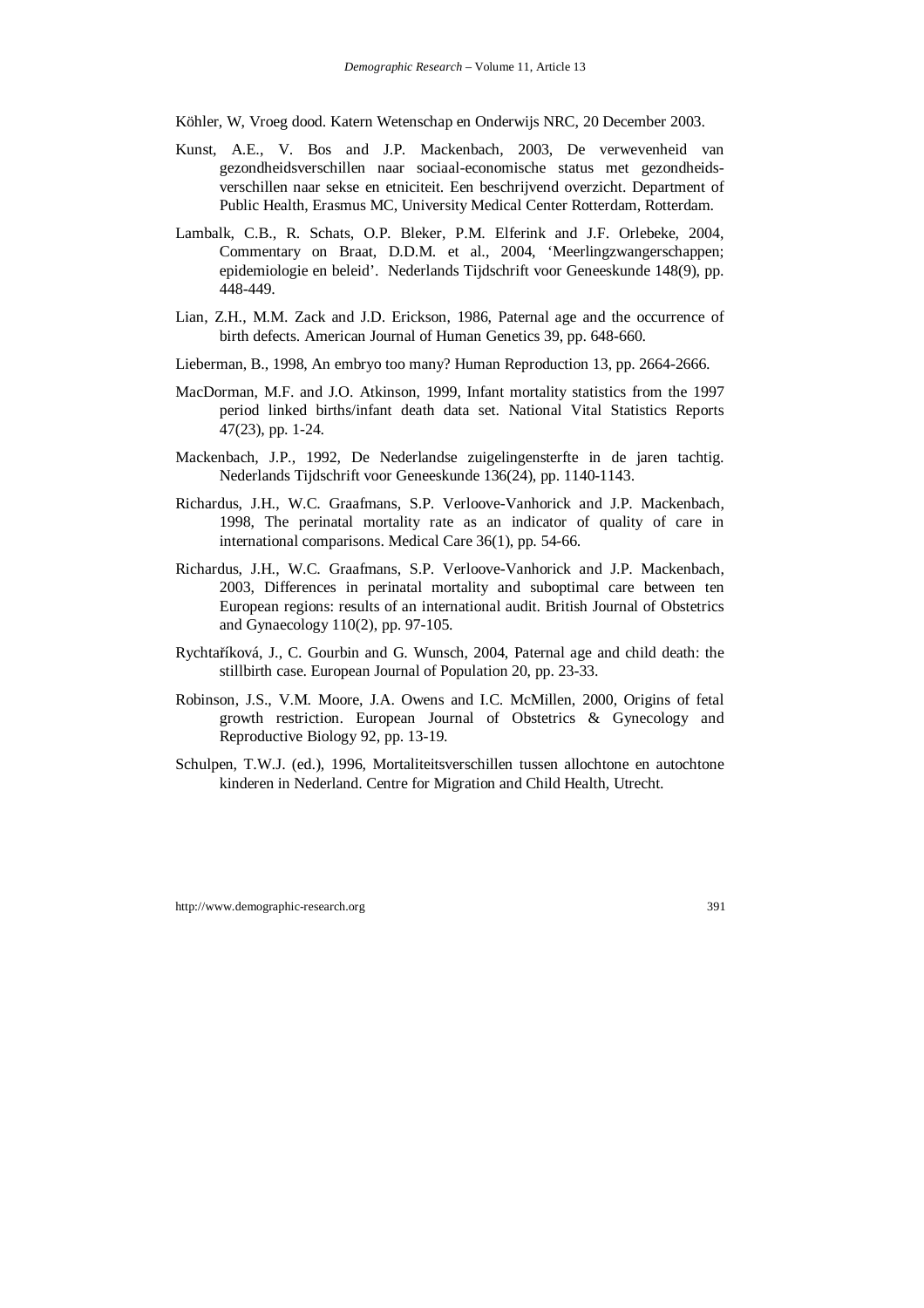Köhler, W, Vroeg dood. Katern Wetenschap en Onderwijs NRC, 20 December 2003.

Kunst, A.E., V. Bos and J.P. Mackenbach, 2003, De verwevenheid van gezondheidsverschillen naar sociaal-economische status met gezondheids-verschillen naar sekse en etniciteit. Een beschrijvend overzicht. Department of Public Health, Erasmus MC, University Medical Center Rotterdam, Rotterdam.

Lambalk, C.B., R. Schats, O.P. Bleker, P.M. Elferink and J.F. Orlebeke, 2004, Commentary on Braat, D.D.M. et al., 2004, 'Meerlingzwangerschappen; epidemiologie en beleid'. Nederlands Tijdschrift voor Geneeskunde 148(9), pp. 448-449.

Lian, Z.H., M.M. Zack and J.D. Erickson, 1986, Paternal age and the occurrence of birth defects. American Journal of Human Genetics 39, pp. 648-660.

Lieberman, B., 1998, An embryo too many? Human Reproduction 13, pp. 2664-2666.

MacDorman, M.F. and J.O. Atkinson, 1999, Infant mortality statistics from the 1997 period linked births/infant death data set. National Vital Statistics Reports 47(23), pp. 1-24.

Mackenbach, J.P., 1992, De Nederlandse zuigelingensterfte in de jaren tachtig. Nederlands Tijdschrift voor Geneeskunde 136(24), pp. 1140-1143.

Richardus, J.H., W.C. Graafmans, S.P. Verloove-Vanhorick and J.P. Mackenbach, 1998, The perinatal mortality rate as an indicator of quality of care in international comparisons. Medical Care 36(1), pp. 54-66.

Richardus, J.H., W.C. Graafmans, S.P. Verloove-Vanhorick and J.P. Mackenbach, 2003, Differences in perinatal mortality and suboptimal care between ten European regions: results of an international audit. British Journal of Obstetrics and Gynaecology 110(2), pp. 97-105.

Rychtaříková, J., C. Gourbin and G. Wunsch, 2004, Paternal age and child death: the stillbirth case. European Journal of Population 20, pp. 23-33.

Robinson, J.S., V.M. Moore, J.A. Owens and I.C. McMillen, 2000, Origins of fetal growth restriction. European Journal of Obstetrics & Gynecology and Reproductive Biology 92, pp. 13-19.

Schulpen, T.W.J. (ed.), 1996, Mortaliteitsverschillen tussen allochtone en autochtone kinderen in Nederland. Centre for Migration and Child Health, Utrecht.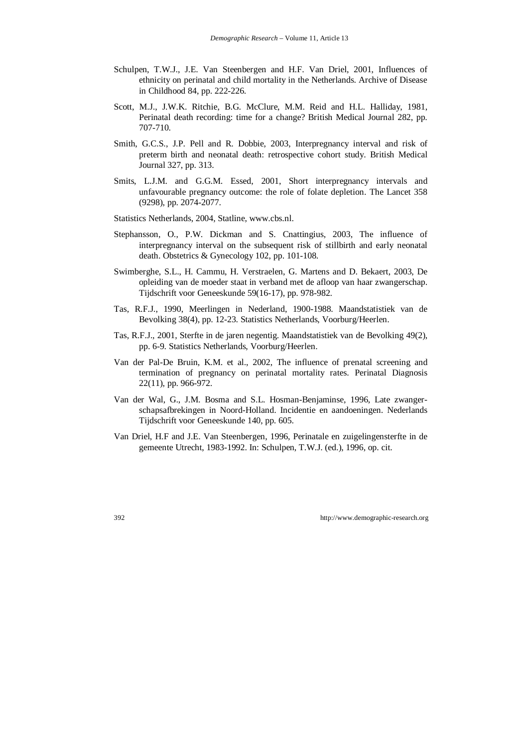Schulpen, T.W.J., J.E. Van Steenbergen and H.F. Van Driel, 2001, Influences of ethnicity on perinatal and child mortality in the Netherlands. Archive of Disease in Childhood 84, pp. 222-226.

Scott, M.J., J.W.K. Ritchie, B.G. McClure, M.M. Reid and H.L. Halliday, 1981, Perinatal death recording: time for a change? British Medical Journal 282, pp. 707-710.

Smith, G.C.S., J.P. Pell and R. Dobbie, 2003, Interpregnancy interval and risk of preterm birth and neonatal death: retrospective cohort study. British Medical Journal 327, pp. 313.

Smits, L.J.M. and G.G.M. Essed, 2001, Short interpregnancy intervals and unfavourable pregnancy outcome: the role of folate depletion. The Lancet 358 (9298), pp. 2074-2077.

Statistics Netherlands, 2004, Statline, www.cbs.nl.

Stephansson, O., P.W. Dickman and S. Cnattingius, 2003, The influence of interpregnancy interval on the subsequent risk of stillbirth and early neonatal death. Obstetrics & Gynecology 102, pp. 101-108.

Swimberghe, S.L., H. Cammu, H. Verstraelen, G. Martens and D. Bekaert, 2003, De opleiding van de moeder staat in verband met de afloop van haar zwangerschap. Tijdschrift voor Geneeskunde 59(16-17), pp. 978-982.

Tas, R.F.J., 1990, Meerlingen in Nederland, 1900-1988. Maandstatistiek van de Bevolking 38(4), pp. 12-23. Statistics Netherlands, Voorburg/Heerlen.

Tas, R.F.J., 2001, Sterfte in de jaren negentig. Maandstatistiek van de Bevolking 49(2), pp. 6-9. Statistics Netherlands, Voorburg/Heerlen.

Van der Pal-De Bruin, K.M. et al., 2002, The influence of prenatal screening and termination of pregnancy on perinatal mortality rates. Perinatal Diagnosis 22(11), pp. 966-972.

Van der Wal, G., J.M. Bosma and S.L. Hosman-Benjaminse, 1996, Late zwangerschapsafbrekingen in Noord-Holland. Incidentie en aandoeningen. Nederlands Tijdschrift voor Geneeskunde 140, pp. 605.

Van Driel, H.F and J.E. Van Steenbergen, 1996, Perinatale en zuigelingensterfte in de gemeente Utrecht, 1983-1992. In: Schulpen, T.W.J. (ed.), 1996, op. cit.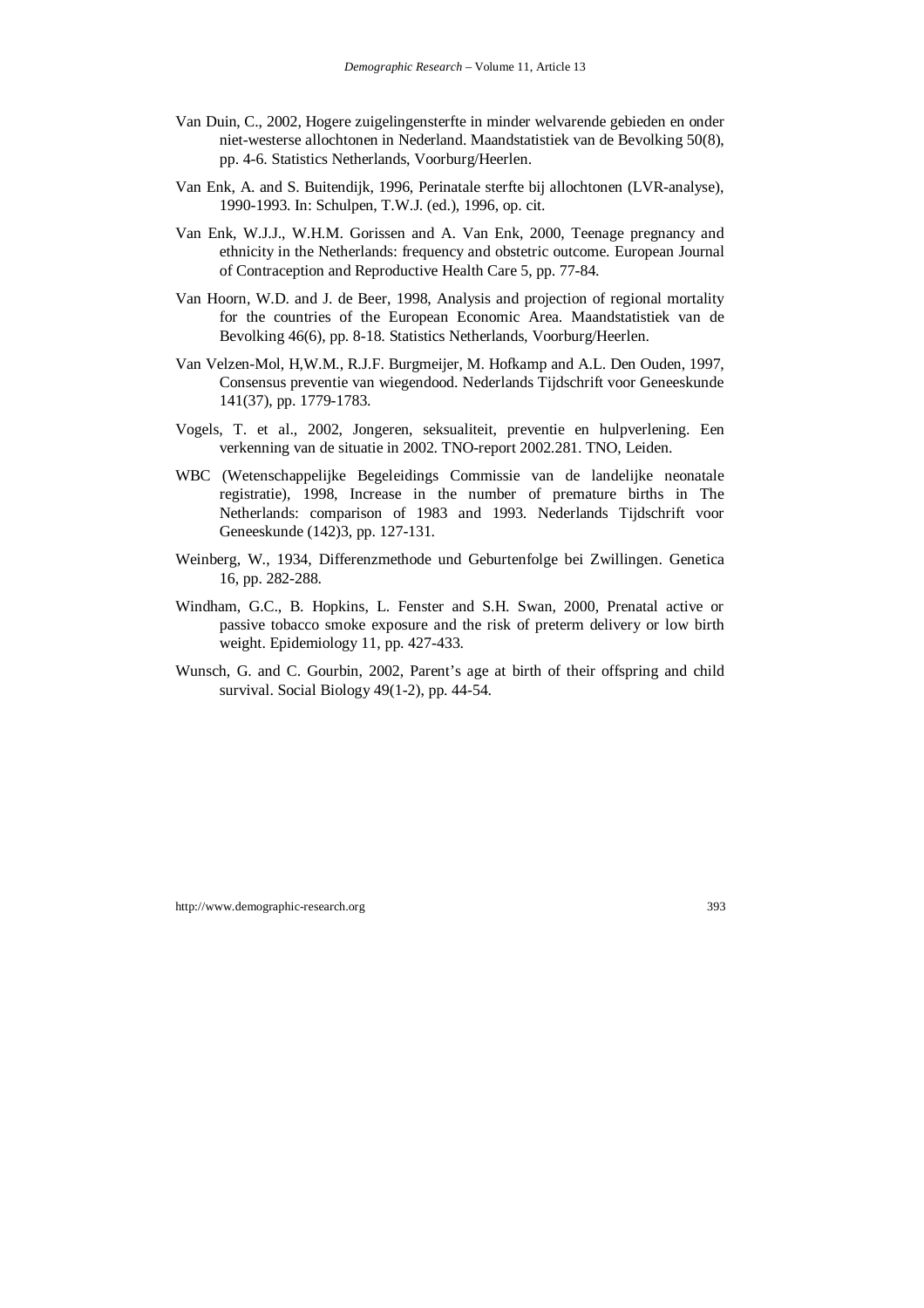Van Duin, C., 2002, Hogere zuigelingensterfte in minder welvarende gebieden en onder niet-westerse allochtonen in Nederland. Maandstatistiek van de Bevolking 50(8), pp. 4-6. Statistics Netherlands, Voorburg/Heerlen.

Van Enk, A. and S. Buitendijk, 1996, Perinatale sterfte bij allochtonen (LVR-analyse), 1990-1993. In: Schulpen, T.W.J. (ed.), 1996, op. cit.

Van Enk, W.J.J., W.H.M. Gorissen and A. Van Enk, 2000, Teenage pregnancy and ethnicity in the Netherlands: frequency and obstetric outcome. European Journal of Contraception and Reproductive Health Care 5, pp. 77-84.

Van Hoorn, W.D. and J. de Beer, 1998, Analysis and projection of regional mortality for the countries of the European Economic Area. Maandstatistiek van de Bevolking 46(6), pp. 8-18. Statistics Netherlands, Voorburg/Heerlen.

Van Velzen-Mol, H,W.M., R.J.F. Burgmeijer, M. Hofkamp and A.L. Den Ouden, 1997, Consensus preventie van wiegendood. Nederlands Tijdschrift voor Geneeskunde 141(37), pp. 1779-1783.

Vogels, T. et al., 2002, Jongeren, seksualiteit, preventie en hulpverlening. Een verkenning van de situatie in 2002. TNO-report 2002.281. TNO, Leiden.

WBC (Wetenschappelijke Begeleidings Commissie van de landelijke neonatale registratie), 1998, Increase in the number of premature births in The Netherlands: comparison of 1983 and 1993. Nederlands Tijdschrift voor Geneeskunde (142)3, pp. 127-131.

Weinberg, W., 1934, Differenzmethode und Geburtenfolge bei Zwillingen. Genetica 16, pp. 282-288.

Windham, G.C., B. Hopkins, L. Fenster and S.H. Swan, 2000, Prenatal active or passive tobacco smoke exposure and the risk of preterm delivery or low birth weight. Epidemiology 11, pp. 427-433.

Wunsch, G. and C. Gourbin, 2002, Parent's age at birth of their offspring and child survival. Social Biology 49(1-2), pp. 44-54.